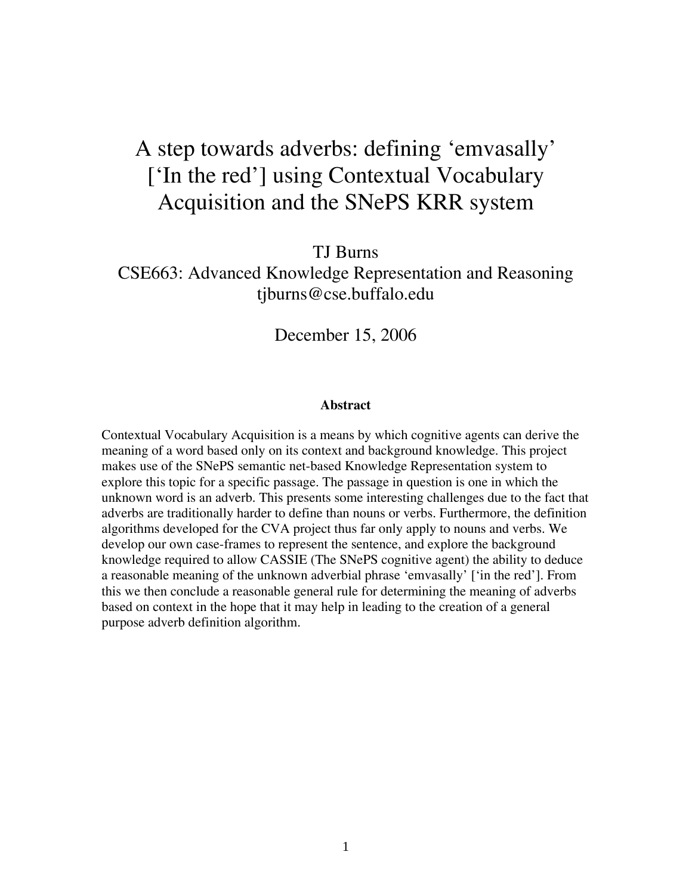# A step towards adverbs: defining 'emvasally' ['In the red'] using Contextual Vocabulary Acquisition and the SNePS KRR system

TJ Burns
CSE663: Advanced Knowledge Representation and Reasoning
tjburns@cse.buffalo.edu

December 15, 2006

**Abstract**

Contextual Vocabulary Acquisition is a means by which cognitive agents can derive the meaning of a word based only on its context and background knowledge. This project makes use of the SNePS semantic net-based Knowledge Representation system to explore this topic for a specific passage. The passage in question is one in which the unknown word is an adverb. This presents some interesting challenges due to the fact that adverbs are traditionally harder to define than nouns or verbs. Furthermore, the definition algorithms developed for the CVA project thus far only apply to nouns and verbs. We develop our own case-frames to represent the sentence, and explore the background knowledge required to allow CASSIE (The SNePS cognitive agent) the ability to deduce a reasonable meaning of the unknown adverbial phrase 'emvasally' ['in the red']. From this we then conclude a reasonable general rule for determining the meaning of adverbs based on context in the hope that it may help in leading to the creation of a general purpose adverb definition algorithm.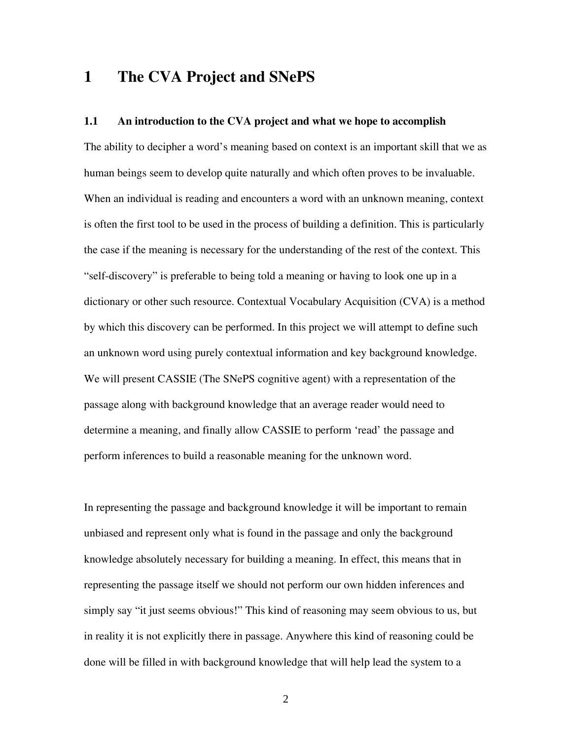# 1 The CVA Project and SNePS

## 1.1 An introduction to the CVA project and what we hope to accomplish

The ability to decipher a word's meaning based on context is an important skill that we as human beings seem to develop quite naturally and which often proves to be invaluable. When an individual is reading and encounters a word with an unknown meaning, context is often the first tool to be used in the process of building a definition. This is particularly the case if the meaning is necessary for the understanding of the rest of the context. This "self-discovery" is preferable to being told a meaning or having to look one up in a dictionary or other such resource. Contextual Vocabulary Acquisition (CVA) is a method by which this discovery can be performed. In this project we will attempt to define such an unknown word using purely contextual information and key background knowledge. We will present CASSIE (The SNePS cognitive agent) with a representation of the passage along with background knowledge that an average reader would need to determine a meaning, and finally allow CASSIE to perform 'read' the passage and perform inferences to build a reasonable meaning for the unknown word.

In representing the passage and background knowledge it will be important to remain unbiased and represent only what is found in the passage and only the background knowledge absolutely necessary for building a meaning. In effect, this means that in representing the passage itself we should not perform our own hidden inferences and simply say "it just seems obvious!" This kind of reasoning may seem obvious to us, but in reality it is not explicitly there in passage. Anywhere this kind of reasoning could be done will be filled in with background knowledge that will help lead the system to a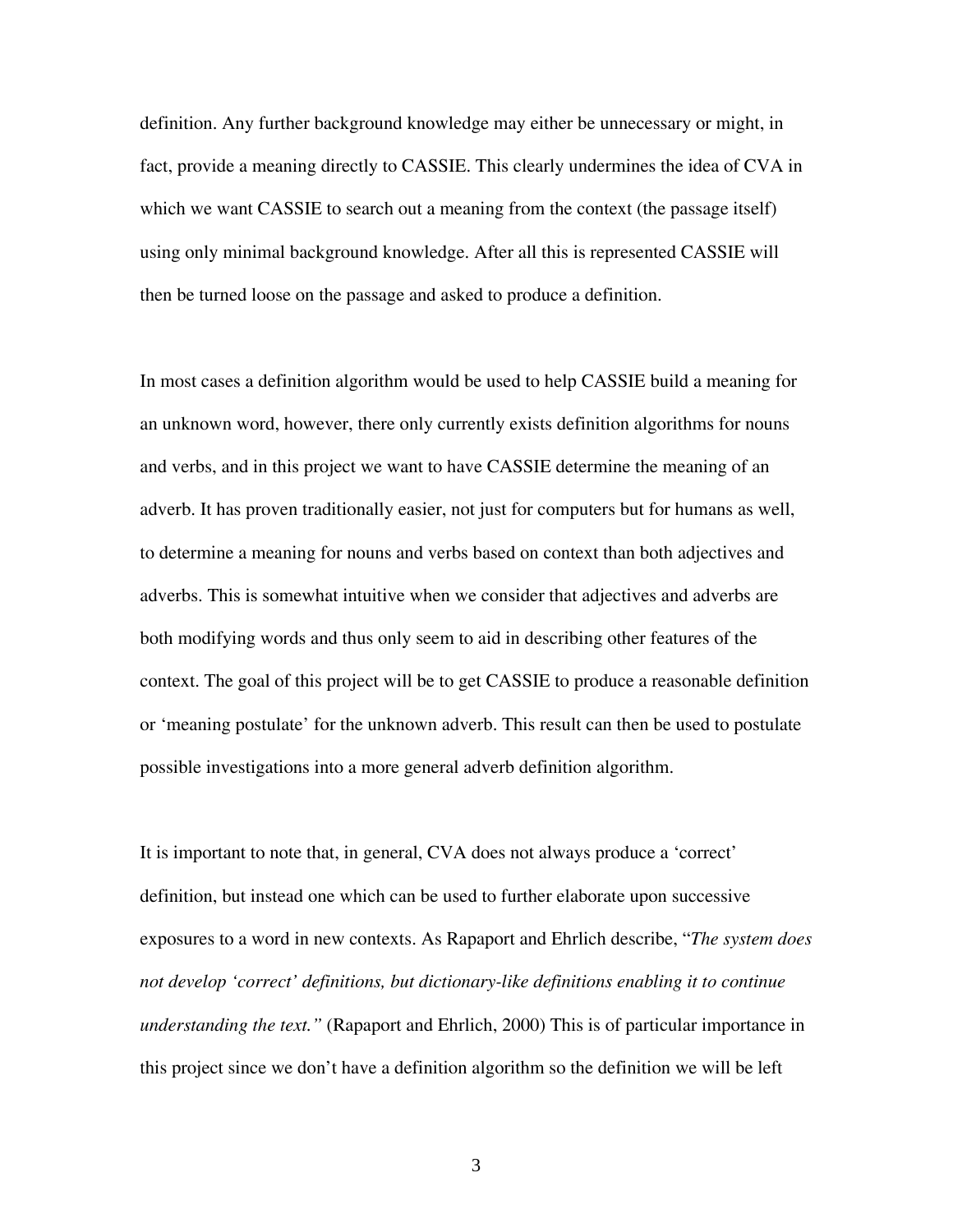definition. Any further background knowledge may either be unnecessary or might, in fact, provide a meaning directly to CASSIE. This clearly undermines the idea of CVA in which we want CASSIE to search out a meaning from the context (the passage itself) using only minimal background knowledge. After all this is represented CASSIE will then be turned loose on the passage and asked to produce a definition.

In most cases a definition algorithm would be used to help CASSIE build a meaning for an unknown word, however, there only currently exists definition algorithms for nouns and verbs, and in this project we want to have CASSIE determine the meaning of an adverb. It has proven traditionally easier, not just for computers but for humans as well, to determine a meaning for nouns and verbs based on context than both adjectives and adverbs. This is somewhat intuitive when we consider that adjectives and adverbs are both modifying words and thus only seem to aid in describing other features of the context. The goal of this project will be to get CASSIE to produce a reasonable definition or 'meaning postulate' for the unknown adverb. This result can then be used to postulate possible investigations into a more general adverb definition algorithm.

It is important to note that, in general, CVA does not always produce a 'correct' definition, but instead one which can be used to further elaborate upon successive exposures to a word in new contexts. As Rapaport and Ehrlich describe, "*The system does not develop 'correct' definitions, but dictionary-like definitions enabling it to continue understanding the text."* (Rapaport and Ehrlich, 2000) This is of particular importance in this project since we don't have a definition algorithm so the definition we will be left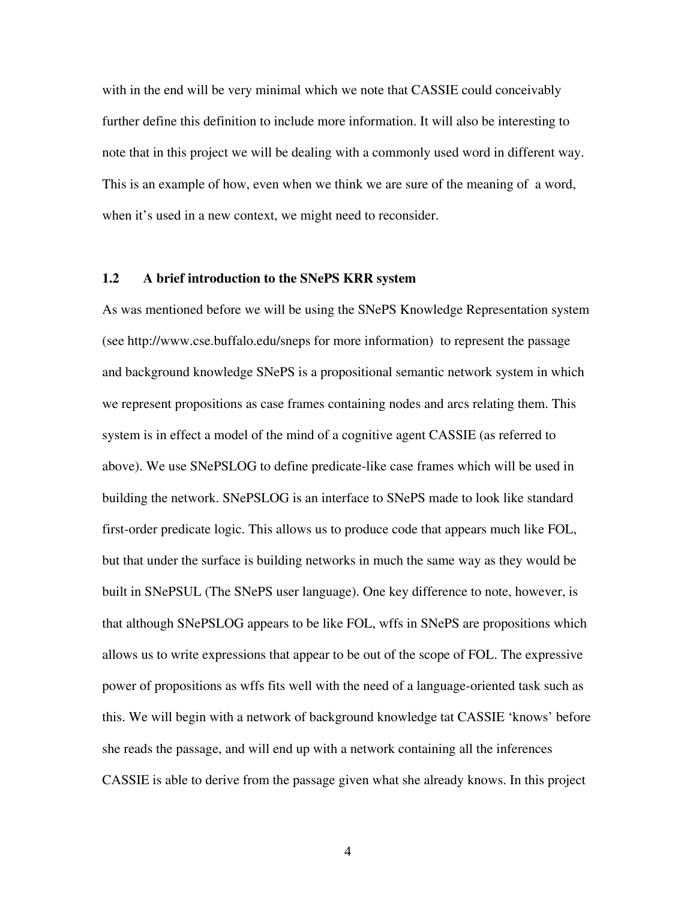with in the end will be very minimal which we note that CASSIE could conceivably further define this definition to include more information. It will also be interesting to note that in this project we will be dealing with a commonly used word in different way. This is an example of how, even when we think we are sure of the meaning of a word, when it's used in a new context, we might need to reconsider.

### 1.2 A brief introduction to the SNePS KRR system

As was mentioned before we will be using the SNePS Knowledge Representation system (see http://www.cse.buffalo.edu/sneps for more information) to represent the passage and background knowledge SNePS is a propositional semantic network system in which we represent propositions as case frames containing nodes and arcs relating them. This system is in effect a model of the mind of a cognitive agent CASSIE (as referred to above). We use SNePSLOG to define predicate-like case frames which will be used in building the network. SNePSLOG is an interface to SNePS made to look like standard first-order predicate logic. This allows us to produce code that appears much like FOL, but that under the surface is building networks in much the same way as they would be built in SNePSUL (The SNePS user language). One key difference to note, however, is that although SNePSLOG appears to be like FOL, wffs in SNePS are propositions which allows us to write expressions that appear to be out of the scope of FOL. The expressive power of propositions as wffs fits well with the need of a language-oriented task such as this. We will begin with a network of background knowledge tat CASSIE 'knows' before she reads the passage, and will end up with a network containing all the inferences CASSIE is able to derive from the passage given what she already knows. In this project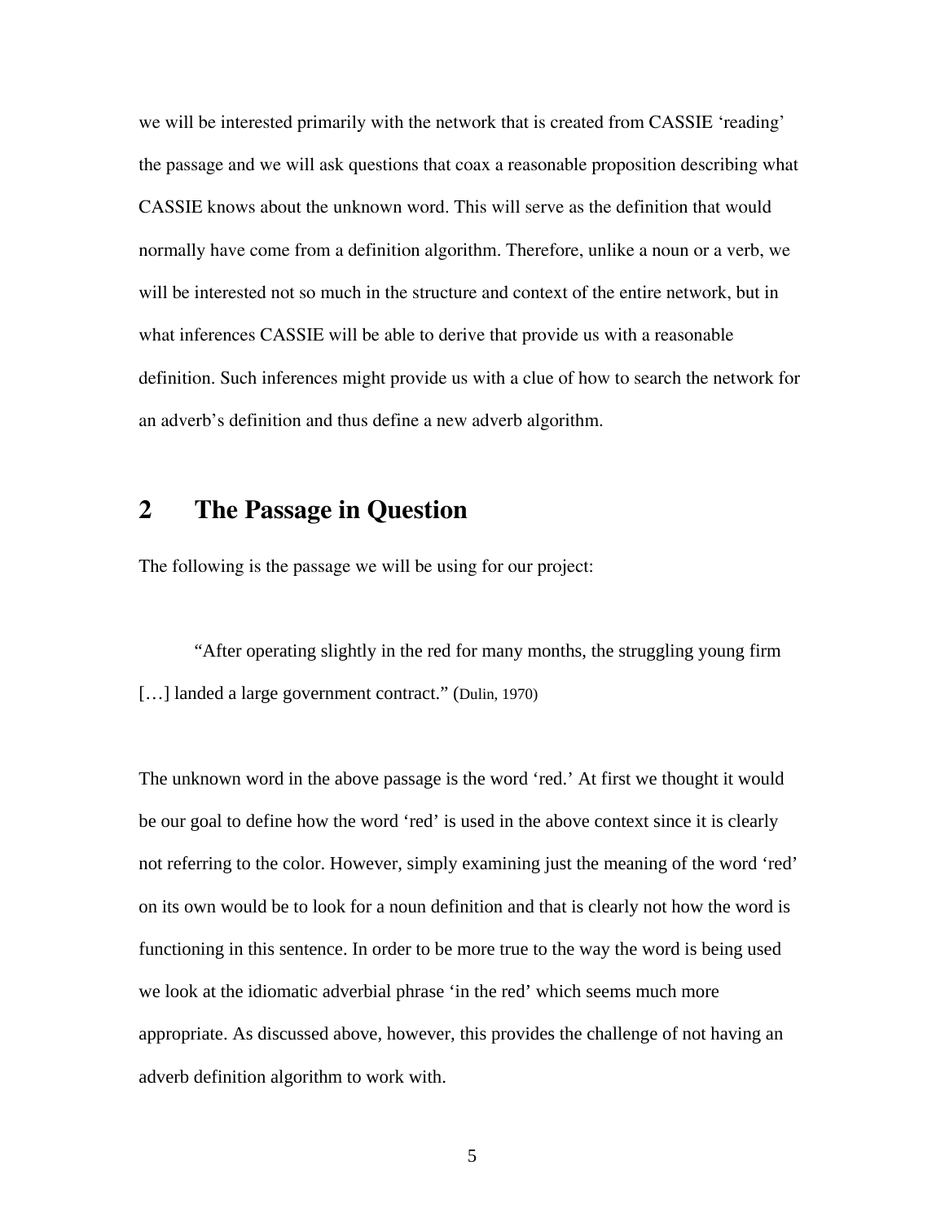we will be interested primarily with the network that is created from CASSIE 'reading' the passage and we will ask questions that coax a reasonable proposition describing what CASSIE knows about the unknown word. This will serve as the definition that would normally have come from a definition algorithm. Therefore, unlike a noun or a verb, we will be interested not so much in the structure and context of the entire network, but in what inferences CASSIE will be able to derive that provide us with a reasonable definition. Such inferences might provide us with a clue of how to search the network for an adverb's definition and thus define a new adverb algorithm.

## 2 The Passage in Question

The following is the passage we will be using for our project:

> "After operating slightly in the red for many months, the struggling young firm […] landed a large government contract." (Dulin, 1970)

The unknown word in the above passage is the word 'red.' At first we thought it would be our goal to define how the word 'red' is used in the above context since it is clearly not referring to the color. However, simply examining just the meaning of the word 'red' on its own would be to look for a noun definition and that is clearly not how the word is functioning in this sentence. In order to be more true to the way the word is being used we look at the idiomatic adverbial phrase 'in the red' which seems much more appropriate. As discussed above, however, this provides the challenge of not having an adverb definition algorithm to work with.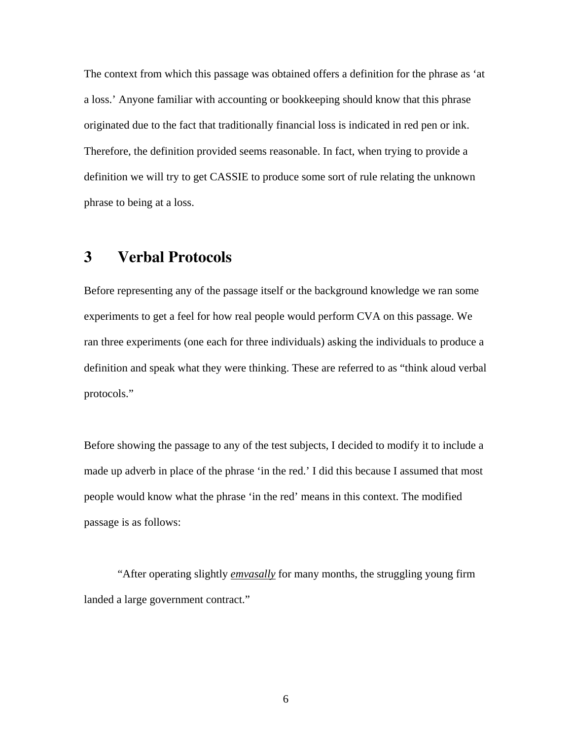The context from which this passage was obtained offers a definition for the phrase as 'at a loss.' Anyone familiar with accounting or bookkeeping should know that this phrase originated due to the fact that traditionally financial loss is indicated in red pen or ink. Therefore, the definition provided seems reasonable. In fact, when trying to provide a definition we will try to get CASSIE to produce some sort of rule relating the unknown phrase to being at a loss.

# 3 Verbal Protocols

Before representing any of the passage itself or the background knowledge we ran some experiments to get a feel for how real people would perform CVA on this passage. We ran three experiments (one each for three individuals) asking the individuals to produce a definition and speak what they were thinking. These are referred to as "think aloud verbal protocols."

Before showing the passage to any of the test subjects, I decided to modify it to include a made up adverb in place of the phrase 'in the red.' I did this because I assumed that most people would know what the phrase 'in the red' means in this context. The modified passage is as follows:

> "After operating slightly ***emvasally*** for many months, the struggling young firm landed a large government contract."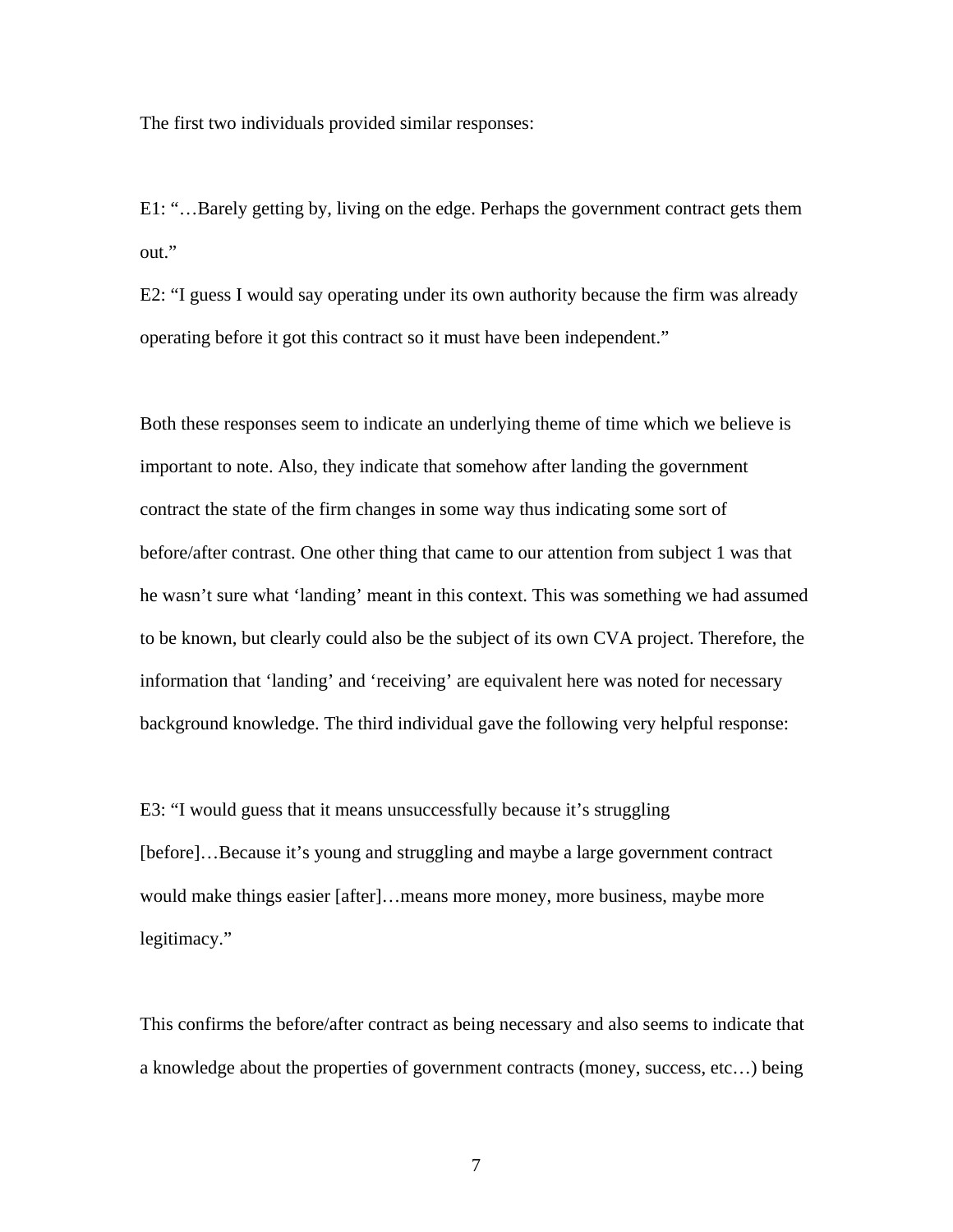The first two individuals provided similar responses:

E1: "…Barely getting by, living on the edge. Perhaps the government contract gets them out."

E2: "I guess I would say operating under its own authority because the firm was already operating before it got this contract so it must have been independent."

Both these responses seem to indicate an underlying theme of time which we believe is important to note. Also, they indicate that somehow after landing the government contract the state of the firm changes in some way thus indicating some sort of before/after contrast. One other thing that came to our attention from subject 1 was that he wasn't sure what 'landing' meant in this context. This was something we had assumed to be known, but clearly could also be the subject of its own CVA project. Therefore, the information that 'landing' and 'receiving' are equivalent here was noted for necessary background knowledge. The third individual gave the following very helpful response:

E3: "I would guess that it means unsuccessfully because it's struggling [before]…Because it's young and struggling and maybe a large government contract would make things easier [after]…means more money, more business, maybe more legitimacy."

This confirms the before/after contract as being necessary and also seems to indicate that a knowledge about the properties of government contracts (money, success, etc…) being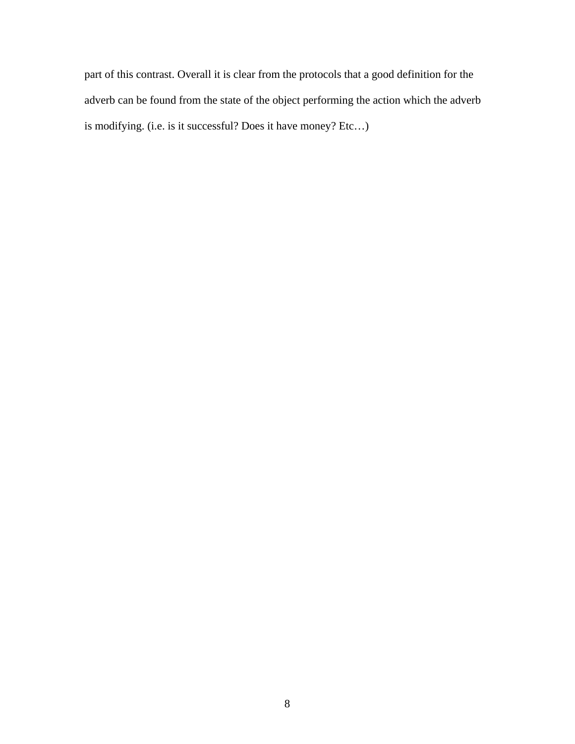part of this contrast. Overall it is clear from the protocols that a good definition for the adverb can be found from the state of the object performing the action which the adverb is modifying. (i.e. is it successful? Does it have money? Etc…)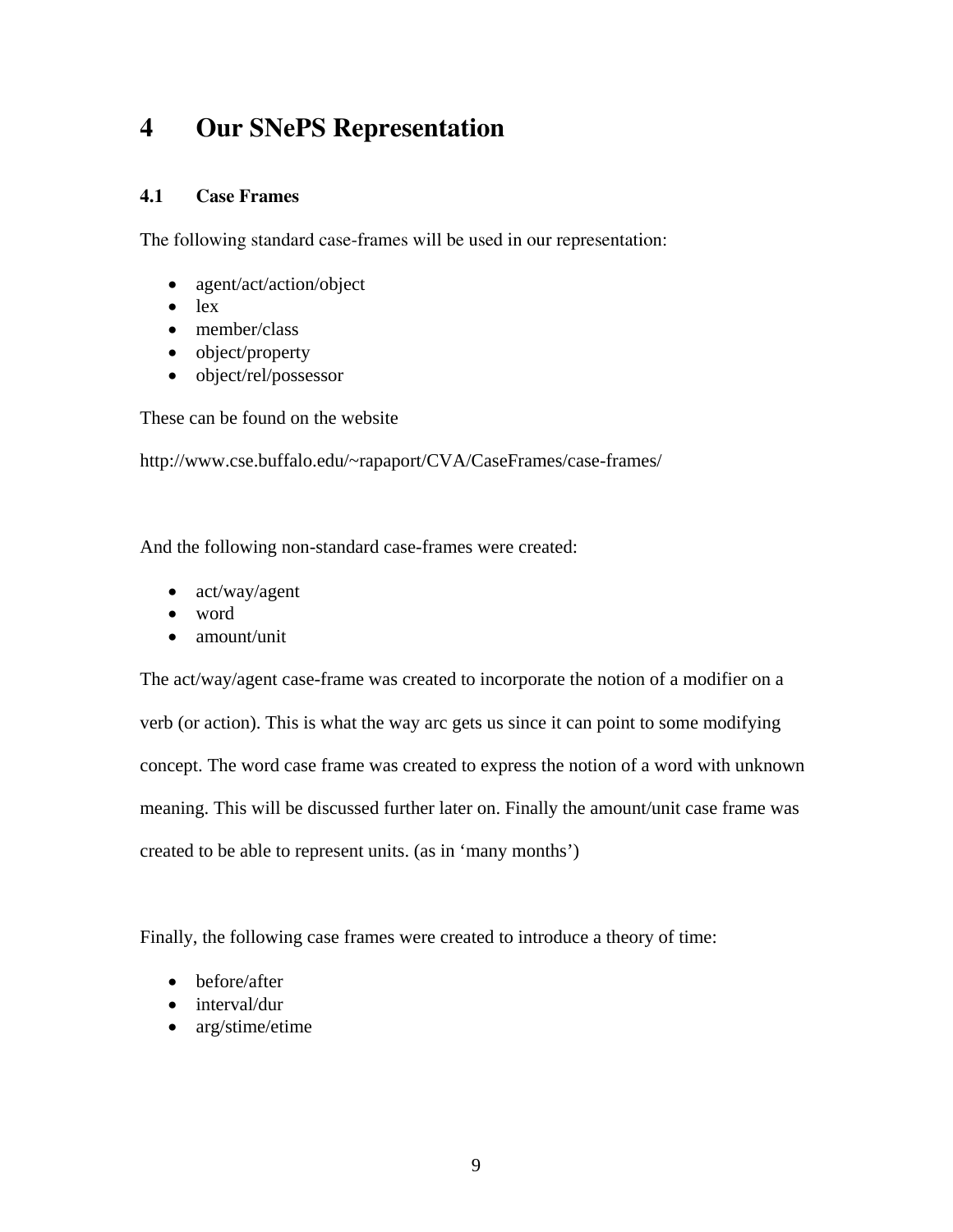# 4 Our SNePS Representation

## 4.1 Case Frames

The following standard case-frames will be used in our representation:

- agent/act/action/object
- lex
- member/class
- object/property
- object/rel/possessor

These can be found on the website

http://www.cse.buffalo.edu/~rapaport/CVA/CaseFrames/case-frames/

And the following non-standard case-frames were created:

- act/way/agent
- word
- amount/unit

The act/way/agent case-frame was created to incorporate the notion of a modifier on a verb (or action). This is what the way arc gets us since it can point to some modifying concept. The word case frame was created to express the notion of a word with unknown meaning. This will be discussed further later on. Finally the amount/unit case frame was created to be able to represent units. (as in 'many months')

Finally, the following case frames were created to introduce a theory of time:

- before/after
- interval/dur
- arg/stime/etime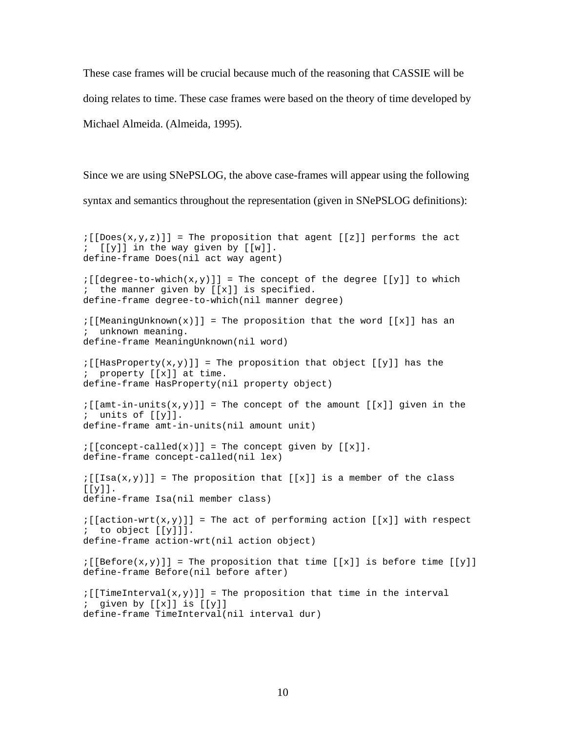These case frames will be crucial because much of the reasoning that CASSIE will be doing relates to time. These case frames were based on the theory of time developed by Michael Almeida. (Almeida, 1995).

Since we are using SNePSLOG, the above case-frames will appear using the following syntax and semantics throughout the representation (given in SNePSLOG definitions):

```
;[[Does(x,y,z)]] = The proposition that agent [[z]] performs the act
;  [[y]] in the way given by [[w]].
define-frame Does(nil act way agent)

;[[degree-to-which(x,y)]] = The concept of the degree [[y]] to which
;  the manner given by [[x]] is specified.
define-frame degree-to-which(nil manner degree)

;[[MeaningUnknown(x)]] = The proposition that the word [[x]] has an
;  unknown meaning.
define-frame MeaningUnknown(nil word)

;[[HasProperty(x,y)]] = The proposition that object [[y]] has the
;  property [[x]] at time.
define-frame HasProperty(nil property object)

;[[amt-in-units(x,y)]] = The concept of the amount [[x]] given in the
;  units of [[y]].
define-frame amt-in-units(nil amount unit)

;[[concept-called(x)]] = The concept given by [[x]].
define-frame concept-called(nil lex)

;[[Isa(x,y)]] = The proposition that [[x]] is a member of the class
[[y]].
define-frame Isa(nil member class)

;[[action-wrt(x,y)]] = The act of performing action [[x]] with respect
;  to object [[y]]].
define-frame action-wrt(nil action object)

;[[Before(x,y)]] = The proposition that time [[x]] is before time [[y]]
define-frame Before(nil before after)

;[[TimeInterval(x,y)]] = The proposition that time in the interval
;  given by [[x]] is [[y]]
define-frame TimeInterval(nil interval dur)
```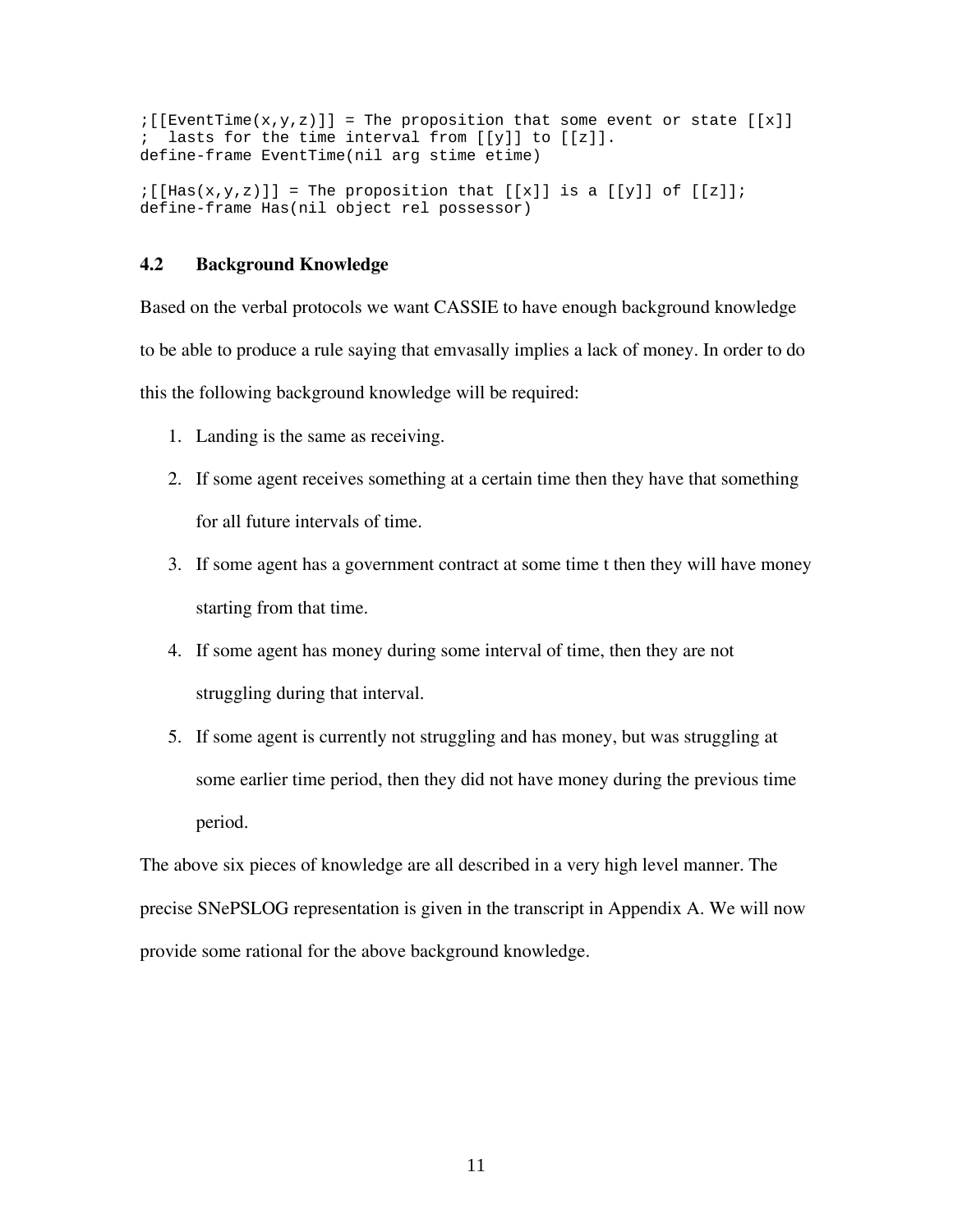```
;[[EventTime(x,y,z)]] = The proposition that some event or state [[x]]
;  lasts for the time interval from [[y]] to [[z]].
define-frame EventTime(nil arg stime etime)

;[[Has(x,y,z)]] = The proposition that [[x]] is a [[y]] of [[z]];
define-frame Has(nil object rel possessor)
```

### 4.2 Background Knowledge

Based on the verbal protocols we want CASSIE to have enough background knowledge to be able to produce a rule saying that emvasally implies a lack of money. In order to do this the following background knowledge will be required:

1. Landing is the same as receiving.
2. If some agent receives something at a certain time then they have that something for all future intervals of time.
3. If some agent has a government contract at some time t then they will have money starting from that time.
4. If some agent has money during some interval of time, then they are not struggling during that interval.
5. If some agent is currently not struggling and has money, but was struggling at some earlier time period, then they did not have money during the previous time period.

The above six pieces of knowledge are all described in a very high level manner. The precise SNePSLOG representation is given in the transcript in Appendix A. We will now provide some rational for the above background knowledge.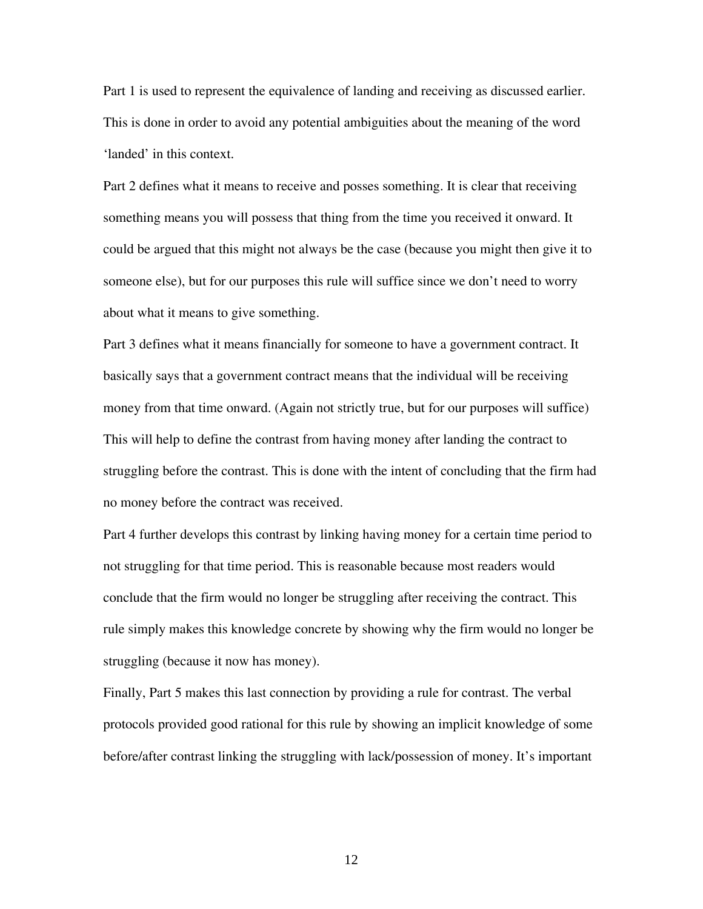Part 1 is used to represent the equivalence of landing and receiving as discussed earlier. This is done in order to avoid any potential ambiguities about the meaning of the word 'landed' in this context.

Part 2 defines what it means to receive and posses something. It is clear that receiving something means you will possess that thing from the time you received it onward. It could be argued that this might not always be the case (because you might then give it to someone else), but for our purposes this rule will suffice since we don't need to worry about what it means to give something.

Part 3 defines what it means financially for someone to have a government contract. It basically says that a government contract means that the individual will be receiving money from that time onward. (Again not strictly true, but for our purposes will suffice) This will help to define the contrast from having money after landing the contract to struggling before the contrast. This is done with the intent of concluding that the firm had no money before the contract was received.

Part 4 further develops this contrast by linking having money for a certain time period to not struggling for that time period. This is reasonable because most readers would conclude that the firm would no longer be struggling after receiving the contract. This rule simply makes this knowledge concrete by showing why the firm would no longer be struggling (because it now has money).

Finally, Part 5 makes this last connection by providing a rule for contrast. The verbal protocols provided good rational for this rule by showing an implicit knowledge of some before/after contrast linking the struggling with lack/possession of money. It's important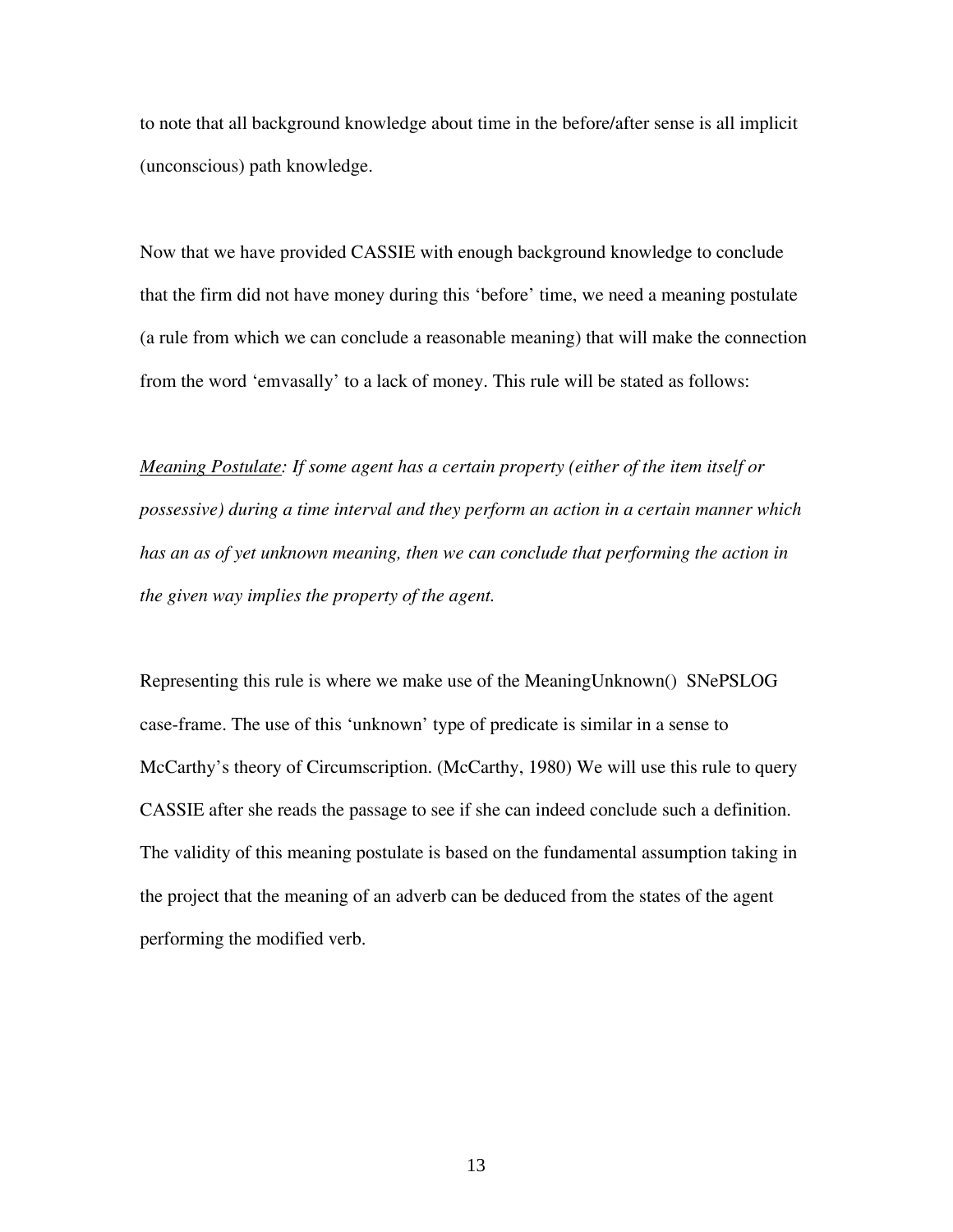to note that all background knowledge about time in the before/after sense is all implicit (unconscious) path knowledge.

Now that we have provided CASSIE with enough background knowledge to conclude that the firm did not have money during this 'before' time, we need a meaning postulate (a rule from which we can conclude a reasonable meaning) that will make the connection from the word 'emvasally' to a lack of money. This rule will be stated as follows:

<u>*Meaning Postulate*</u>*: If some agent has a certain property (either of the item itself or possessive) during a time interval and they perform an action in a certain manner which has an as of yet unknown meaning, then we can conclude that performing the action in the given way implies the property of the agent.*

Representing this rule is where we make use of the MeaningUnknown() SNePSLOG case-frame. The use of this 'unknown' type of predicate is similar in a sense to McCarthy's theory of Circumscription. (McCarthy, 1980) We will use this rule to query CASSIE after she reads the passage to see if she can indeed conclude such a definition. The validity of this meaning postulate is based on the fundamental assumption taking in the project that the meaning of an adverb can be deduced from the states of the agent performing the modified verb.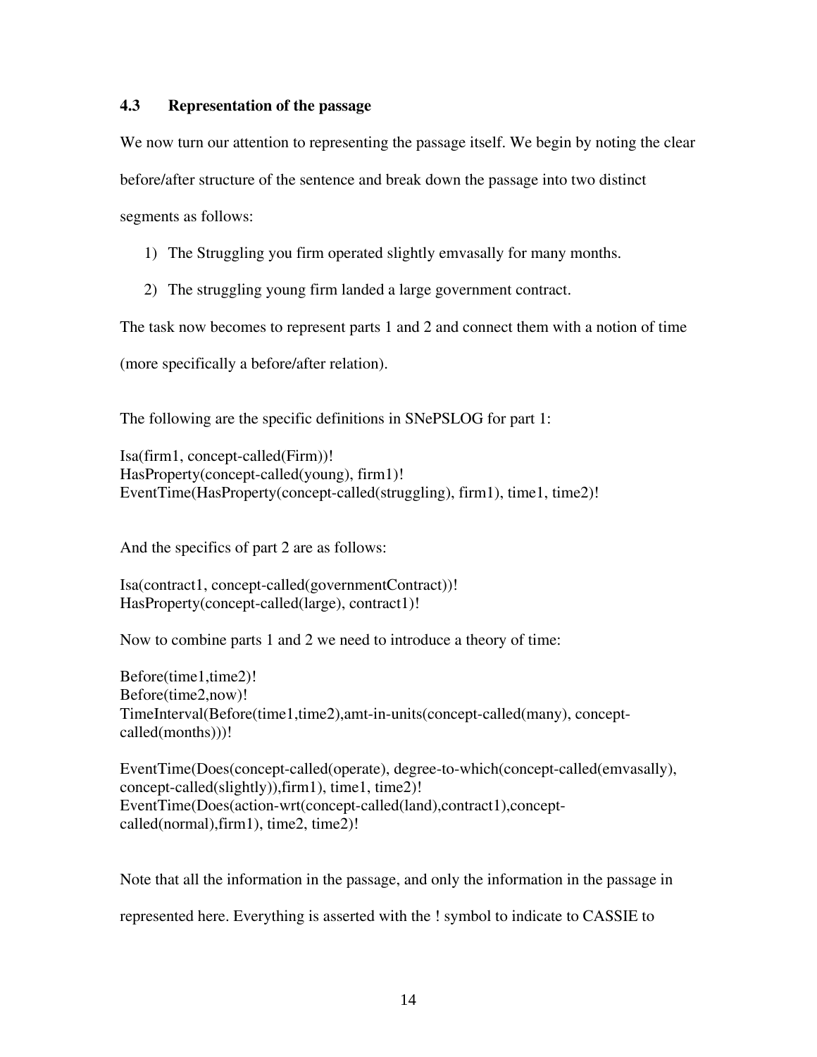### 4.3 Representation of the passage

We now turn our attention to representing the passage itself. We begin by noting the clear before/after structure of the sentence and break down the passage into two distinct segments as follows:

1) The Struggling you firm operated slightly emvasally for many months.
2) The struggling young firm landed a large government contract.

The task now becomes to represent parts 1 and 2 and connect them with a notion of time (more specifically a before/after relation).

The following are the specific definitions in SNePSLOG for part 1:

```
Isa(firm1, concept-called(Firm))!
HasProperty(concept-called(young), firm1)!
EventTime(HasProperty(concept-called(struggling), firm1), time1, time2)!
```

And the specifics of part 2 are as follows:

```
Isa(contract1, concept-called(governmentContract))!
HasProperty(concept-called(large), contract1)!
```

Now to combine parts 1 and 2 we need to introduce a theory of time:

```
Before(time1,time2)!
Before(time2,now)!
TimeInterval(Before(time1,time2),amt-in-units(concept-called(many), concept-
called(months)))!

EventTime(Does(concept-called(operate), degree-to-which(concept-called(emvasally),
concept-called(slightly)),firm1), time1, time2)!
EventTime(Does(action-wrt(concept-called(land),contract1),concept-
called(normal),firm1), time2, time2)!
```

Note that all the information in the passage, and only the information in the passage in represented here. Everything is asserted with the ! symbol to indicate to CASSIE to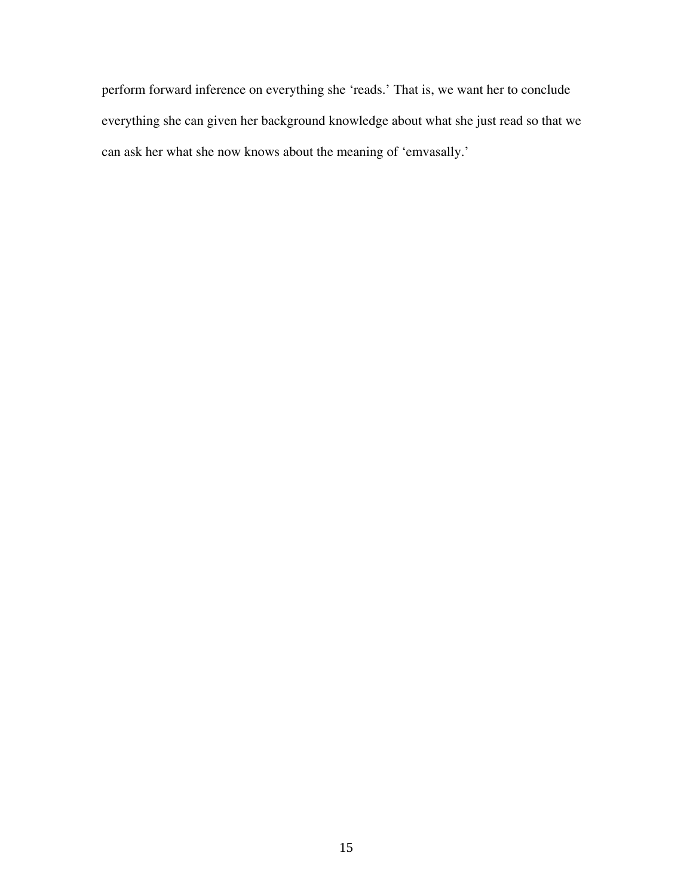perform forward inference on everything she ‘reads.’ That is, we want her to conclude everything she can given her background knowledge about what she just read so that we can ask her what she now knows about the meaning of ‘emvasally.’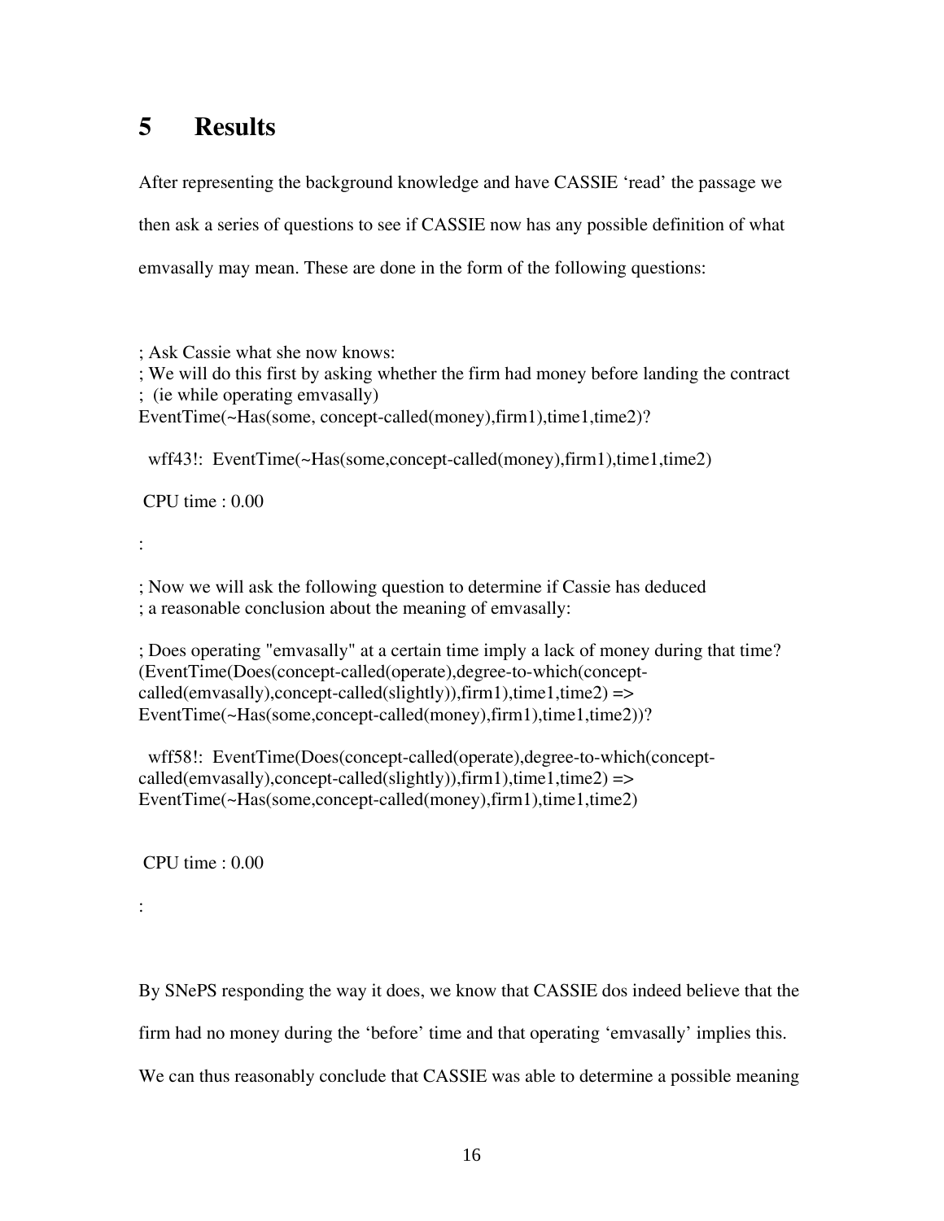# 5 Results

After representing the background knowledge and have CASSIE 'read' the passage we then ask a series of questions to see if CASSIE now has any possible definition of what emvasally may mean. These are done in the form of the following questions:

```
; Ask Cassie what she now knows:
; We will do this first by asking whether the firm had money before landing the contract
;  (ie while operating emvasally)
EventTime(~Has(some, concept-called(money),firm1),time1,time2)?

  wff43!:  EventTime(~Has(some,concept-called(money),firm1),time1,time2)

 CPU time : 0.00

:

; Now we will ask the following question to determine if Cassie has deduced
; a reasonable conclusion about the meaning of emvasally:

; Does operating "emvasally" at a certain time imply a lack of money during that time?
(EventTime(Does(concept-called(operate),degree-to-which(concept-
called(emvasally),concept-called(slightly)),firm1),time1,time2) =>
EventTime(~Has(some,concept-called(money),firm1),time1,time2))?

  wff58!:  EventTime(Does(concept-called(operate),degree-to-which(concept-
called(emvasally),concept-called(slightly)),firm1),time1,time2) =>
EventTime(~Has(some,concept-called(money),firm1),time1,time2)


 CPU time : 0.00

:
```

By SNePS responding the way it does, we know that CASSIE dos indeed believe that the firm had no money during the 'before' time and that operating 'emvasally' implies this. We can thus reasonably conclude that CASSIE was able to determine a possible meaning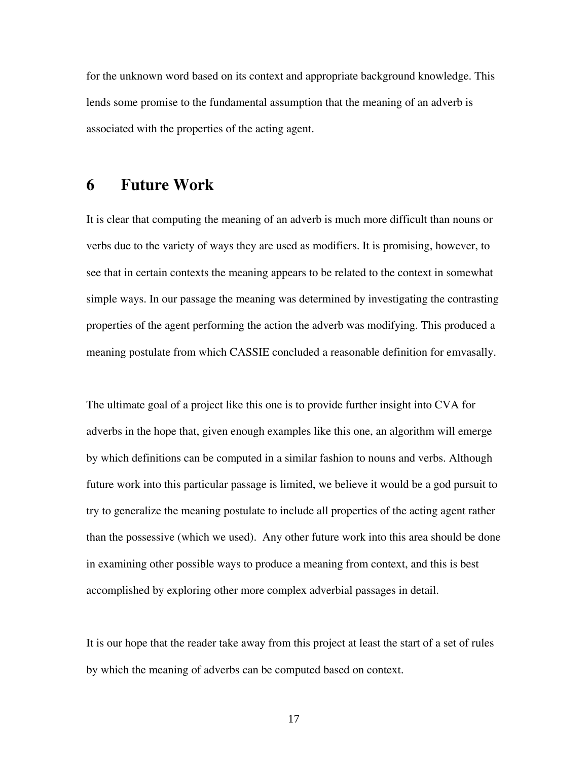for the unknown word based on its context and appropriate background knowledge. This lends some promise to the fundamental assumption that the meaning of an adverb is associated with the properties of the acting agent.

# 6 Future Work

It is clear that computing the meaning of an adverb is much more difficult than nouns or verbs due to the variety of ways they are used as modifiers. It is promising, however, to see that in certain contexts the meaning appears to be related to the context in somewhat simple ways. In our passage the meaning was determined by investigating the contrasting properties of the agent performing the action the adverb was modifying. This produced a meaning postulate from which CASSIE concluded a reasonable definition for emvasally.

The ultimate goal of a project like this one is to provide further insight into CVA for adverbs in the hope that, given enough examples like this one, an algorithm will emerge by which definitions can be computed in a similar fashion to nouns and verbs. Although future work into this particular passage is limited, we believe it would be a god pursuit to try to generalize the meaning postulate to include all properties of the acting agent rather than the possessive (which we used). Any other future work into this area should be done in examining other possible ways to produce a meaning from context, and this is best accomplished by exploring other more complex adverbial passages in detail.

It is our hope that the reader take away from this project at least the start of a set of rules by which the meaning of adverbs can be computed based on context.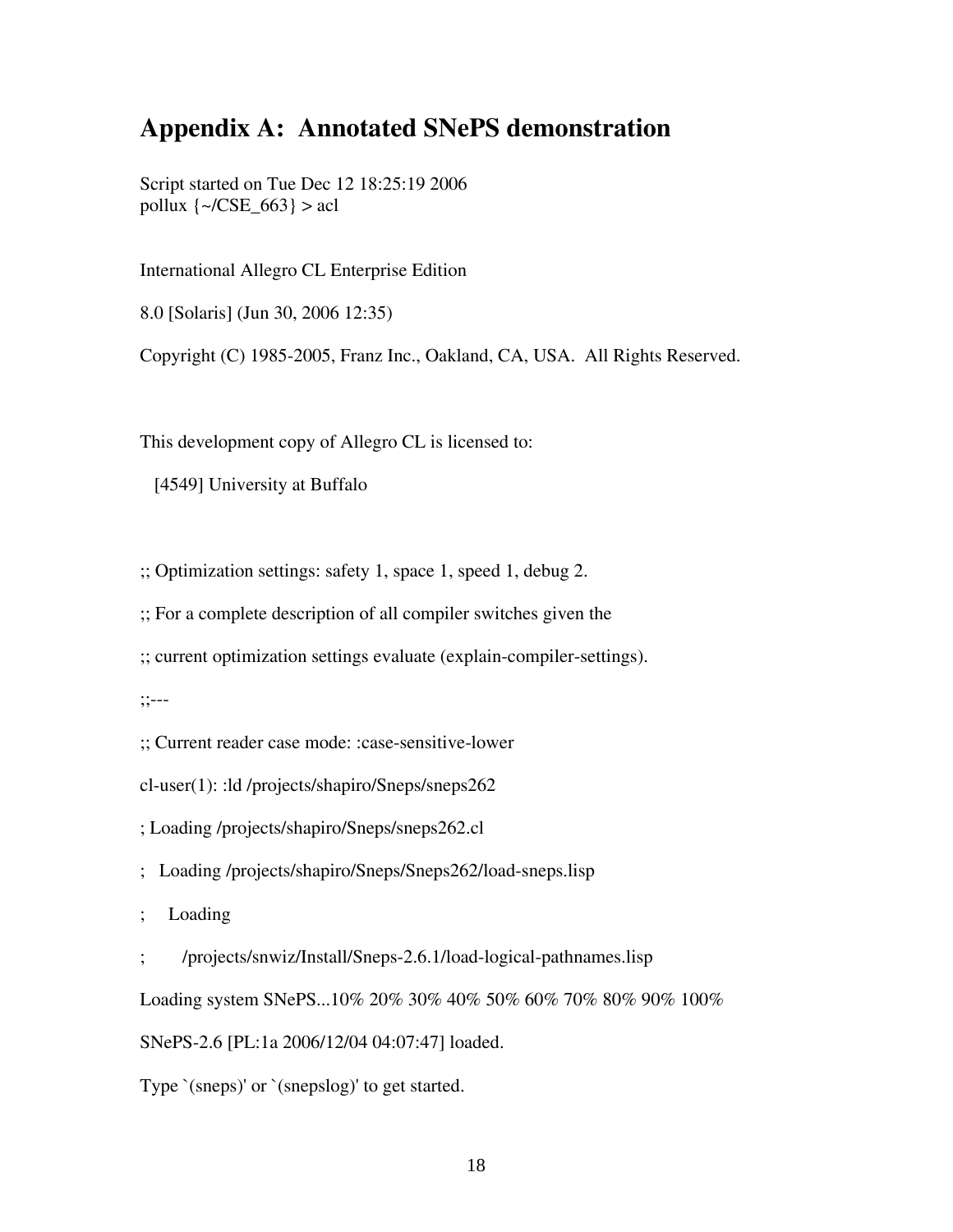# Appendix A: Annotated SNePS demonstration

```
Script started on Tue Dec 12 18:25:19 2006
pollux {~/CSE_663} > acl


International Allegro CL Enterprise Edition

8.0 [Solaris] (Jun 30, 2006 12:35)

Copyright (C) 1985-2005, Franz Inc., Oakland, CA, USA.  All Rights Reserved.



This development copy of Allegro CL is licensed to:

   [4549] University at Buffalo



;; Optimization settings: safety 1, space 1, speed 1, debug 2.

;; For a complete description of all compiler switches given the

;; current optimization settings evaluate (explain-compiler-settings).

;;---

;; Current reader case mode: :case-sensitive-lower

cl-user(1): :ld /projects/shapiro/Sneps/sneps262

; Loading /projects/shapiro/Sneps/sneps262.cl

;   Loading /projects/shapiro/Sneps/Sneps262/load-sneps.lisp

;     Loading

;       /projects/snwiz/Install/Sneps-2.6.1/load-logical-pathnames.lisp

Loading system SNePS...10% 20% 30% 40% 50% 60% 70% 80% 90% 100%

SNePS-2.6 [PL:1a 2006/12/04 04:07:47] loaded.

Type `(sneps)' or `(snepslog)' to get started.
```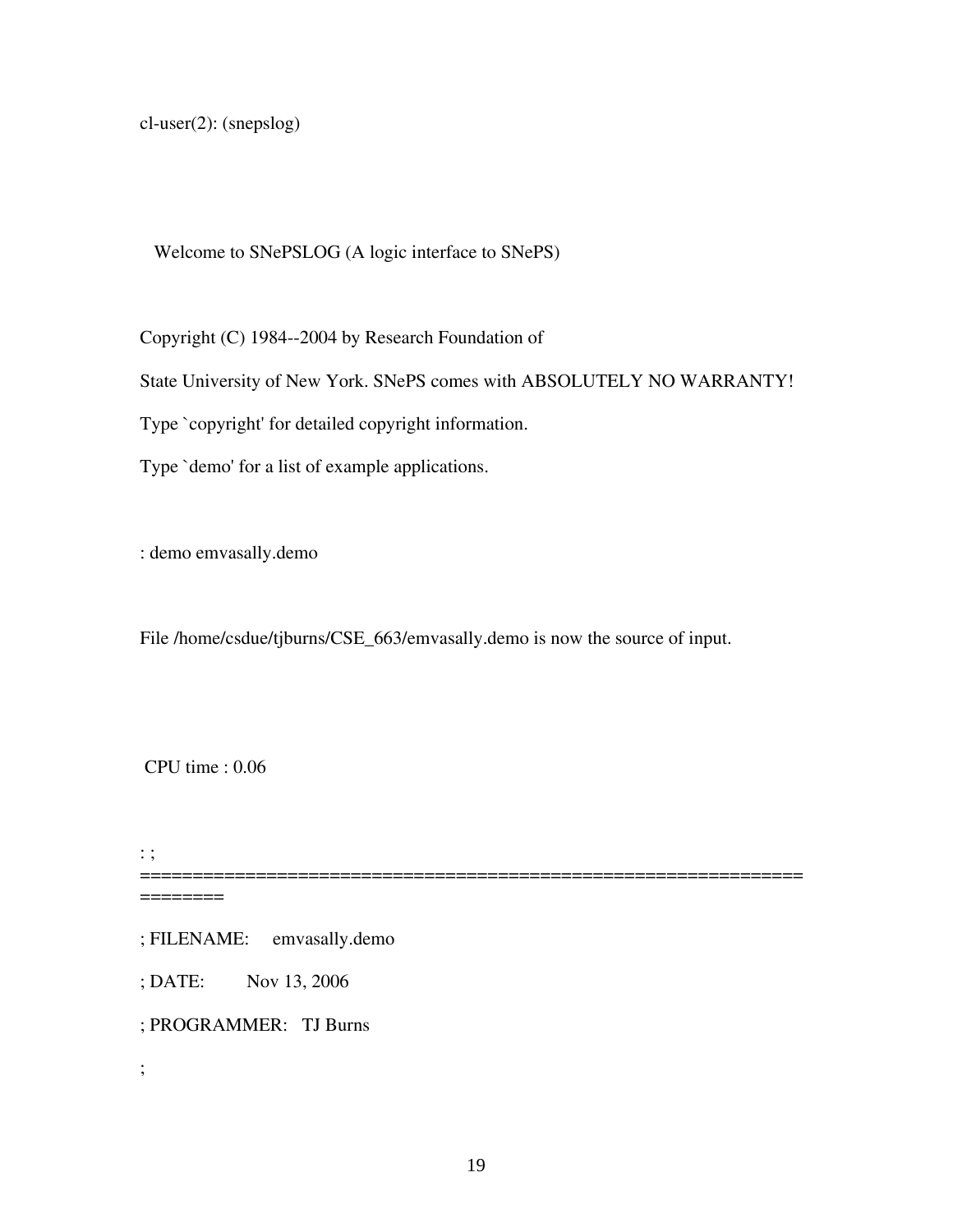```
cl-user(2): (snepslog)



   Welcome to SNePSLOG (A logic interface to SNePS)


Copyright (C) 1984--2004 by Research Foundation of

State University of New York. SNePS comes with ABSOLUTELY NO WARRANTY!

Type `copyright' for detailed copyright information.

Type `demo' for a list of example applications.


: demo emvasally.demo


File /home/csdue/tjburns/CSE_663/emvasally.demo is now the source of input.



 CPU time : 0.06


: ;
=================================================================
========

; FILENAME:     emvasally.demo

; DATE:         Nov 13, 2006

; PROGRAMMER:   TJ Burns

;
```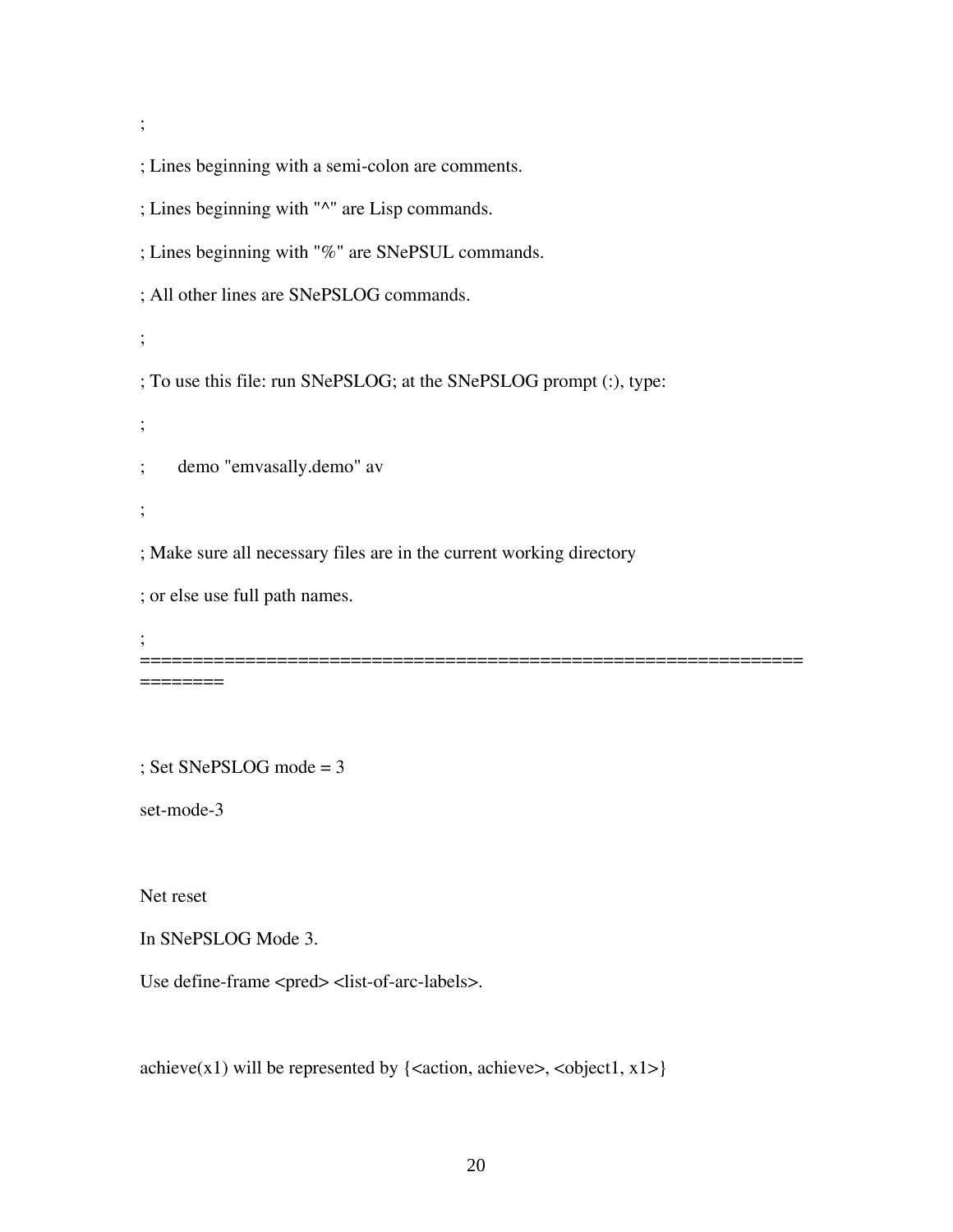```
;
; Lines beginning with a semi-colon are comments.
; Lines beginning with "^" are Lisp commands.
; Lines beginning with "%" are SNePSUL commands.
; All other lines are SNePSLOG commands.
;
; To use this file: run SNePSLOG; at the SNePSLOG prompt (:), type:
;
;       demo "emvasally.demo" av
;
; Make sure all necessary files are in the current working directory
; or else use full path names.
; ======================================================================

; Set SNePSLOG mode = 3
set-mode-3

Net reset
In SNePSLOG Mode 3.
Use define-frame <pred> <list-of-arc-labels>.

achieve(x1) will be represented by {<action, achieve>, <object1, x1>}
```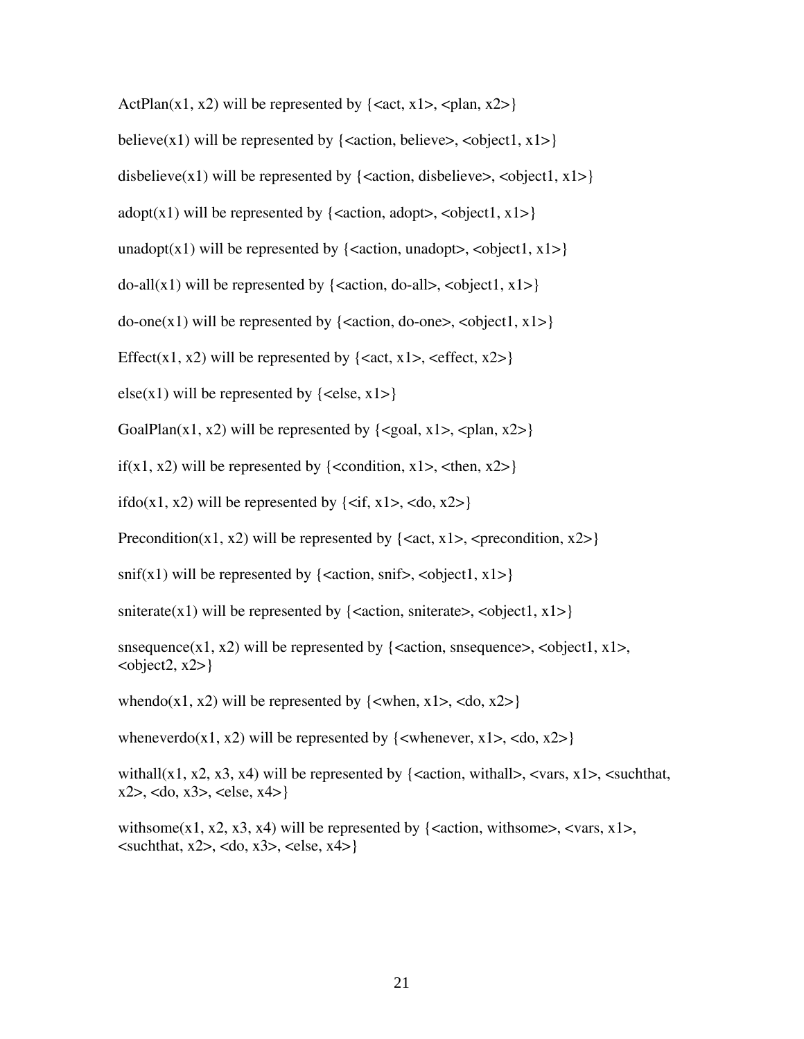ActPlan(x1, x2) will be represented by {<act, x1>, <plan, x2>}

believe(x1) will be represented by {<action, believe>, <object1, x1>}

disbelieve(x1) will be represented by {<action, disbelieve>, <object1, x1>}

adopt(x1) will be represented by {<action, adopt>, <object1, x1>}

unadopt(x1) will be represented by {<action, unadopt>, <object1, x1>}

do-all(x1) will be represented by {<action, do-all>, <object1, x1>}

do-one(x1) will be represented by {<action, do-one>, <object1, x1>}

Effect(x1, x2) will be represented by {<act, x1>, <effect, x2>}

else(x1) will be represented by {<else, x1>}

GoalPlan(x1, x2) will be represented by {<goal, x1>, <plan, x2>}

if(x1, x2) will be represented by {<condition, x1>, <then, x2>}

ifdo(x1, x2) will be represented by {<if, x1>, <do, x2>}

Precondition(x1, x2) will be represented by {<act, x1>, <precondition, x2>}

snif(x1) will be represented by {<action, snif>, <object1, x1>}

sniterate(x1) will be represented by {<action, sniterate>, <object1, x1>}

snsequence(x1, x2) will be represented by {<action, snsequence>, <object1, x1>, <object2, x2>}

whendo(x1, x2) will be represented by {<when, x1>, <do, x2>}

wheneverdo(x1, x2) will be represented by {<whenever, x1>, <do, x2>}

withall(x1, x2, x3, x4) will be represented by {<action, withall>, <vars, x1>, <suchthat, x2>, <do, x3>, <else, x4>}

withsome(x1, x2, x3, x4) will be represented by {<action, withsome>, <vars, x1>, <suchthat, x2>, <do, x3>, <else, x4>}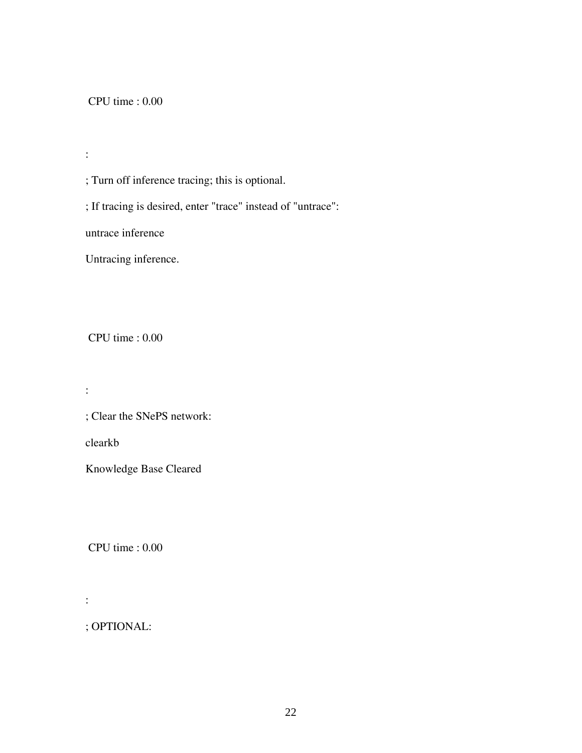CPU time : 0.00

:

; Turn off inference tracing; this is optional.

; If tracing is desired, enter "trace" instead of "untrace":

untrace inference

Untracing inference.

CPU time : 0.00

:

; Clear the SNePS network:

clearkb

Knowledge Base Cleared

CPU time : 0.00

:

; OPTIONAL: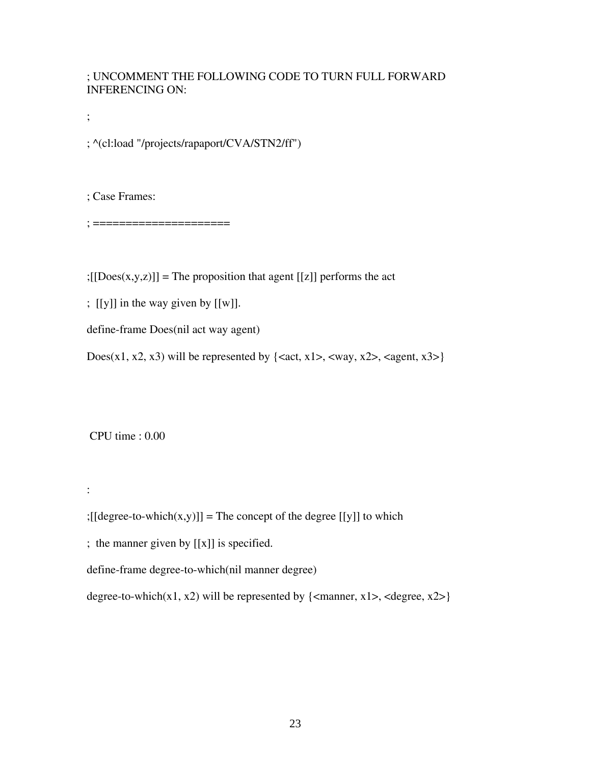```
; UNCOMMENT THE FOLLOWING CODE TO TURN FULL FORWARD INFERENCING ON:

;

; ^(cl:load "/projects/rapaport/CVA/STN2/ff")


; Case Frames:

; =====================


;[[Does(x,y,z)]] = The proposition that agent [[z]] performs the act

;  [[y]] in the way given by [[w]].

define-frame Does(nil act way agent)

Does(x1, x2, x3) will be represented by {<act, x1>, <way, x2>, <agent, x3>}



 CPU time : 0.00


:

;[[degree-to-which(x,y)]] = The concept of the degree [[y]] to which

;  the manner given by [[x]] is specified.

define-frame degree-to-which(nil manner degree)

degree-to-which(x1, x2) will be represented by {<manner, x1>, <degree, x2>}
```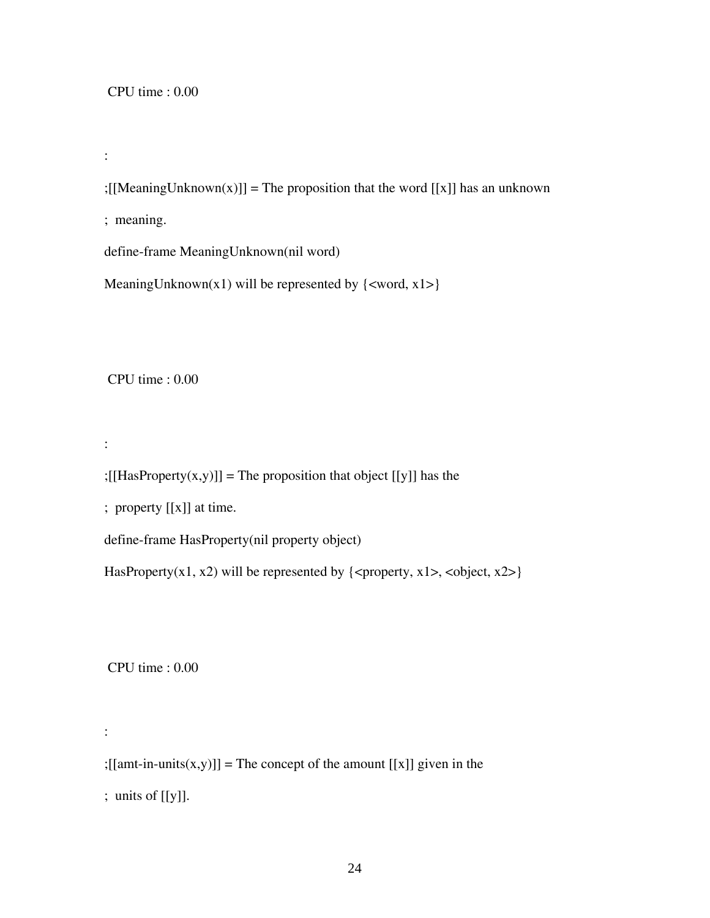CPU time : 0.00

:

;[[MeaningUnknown(x)]] = The proposition that the word [[x]] has an unknown

;  meaning.

define-frame MeaningUnknown(nil word)

MeaningUnknown(x1) will be represented by {<word, x1>}

CPU time : 0.00

:

;[[HasProperty(x,y)]] = The proposition that object [[y]] has the

;  property [[x]] at time.

define-frame HasProperty(nil property object)

HasProperty(x1, x2) will be represented by {<property, x1>, <object, x2>}

CPU time : 0.00

:

;[[amt-in-units(x,y)]] = The concept of the amount [[x]] given in the

;  units of [[y]].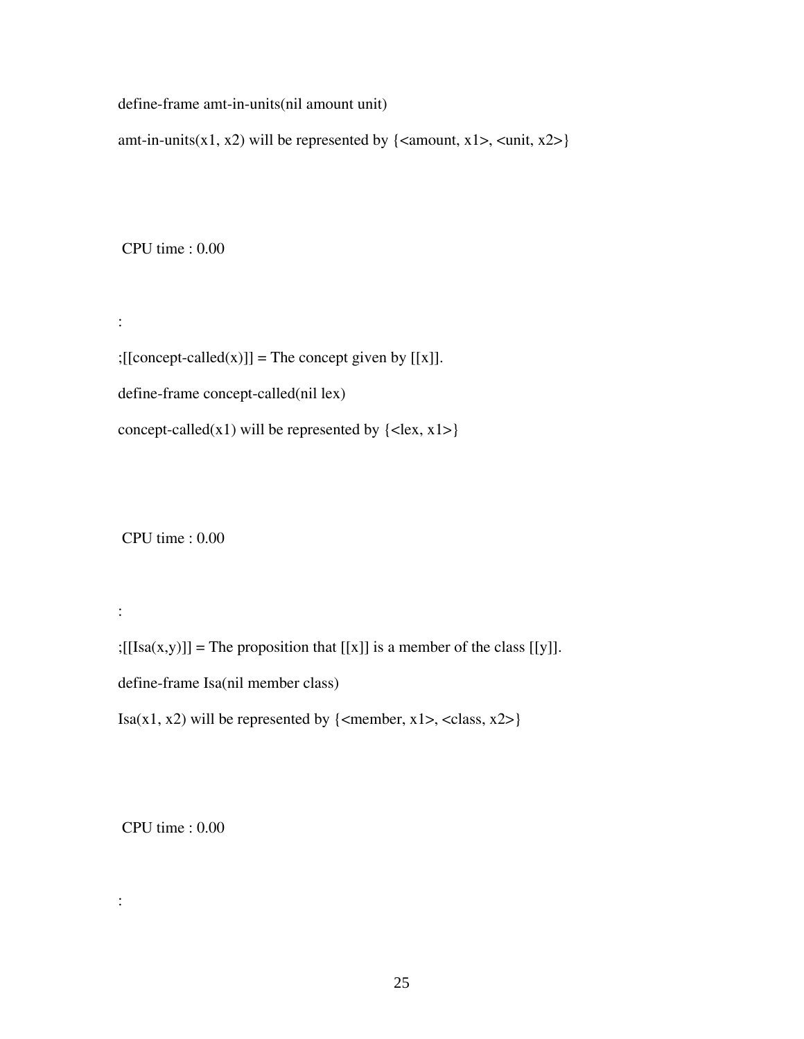define-frame amt-in-units(nil amount unit)

amt-in-units(x1, x2) will be represented by {<amount, x1>, <unit, x2>}

CPU time : 0.00

:

;[[concept-called(x)]] = The concept given by [[x]].

define-frame concept-called(nil lex)

concept-called(x1) will be represented by {<lex, x1>}

CPU time : 0.00

:

;[[Isa(x,y)]] = The proposition that [[x]] is a member of the class [[y]].

define-frame Isa(nil member class)

Isa(x1, x2) will be represented by {<member, x1>, <class, x2>}

CPU time : 0.00

: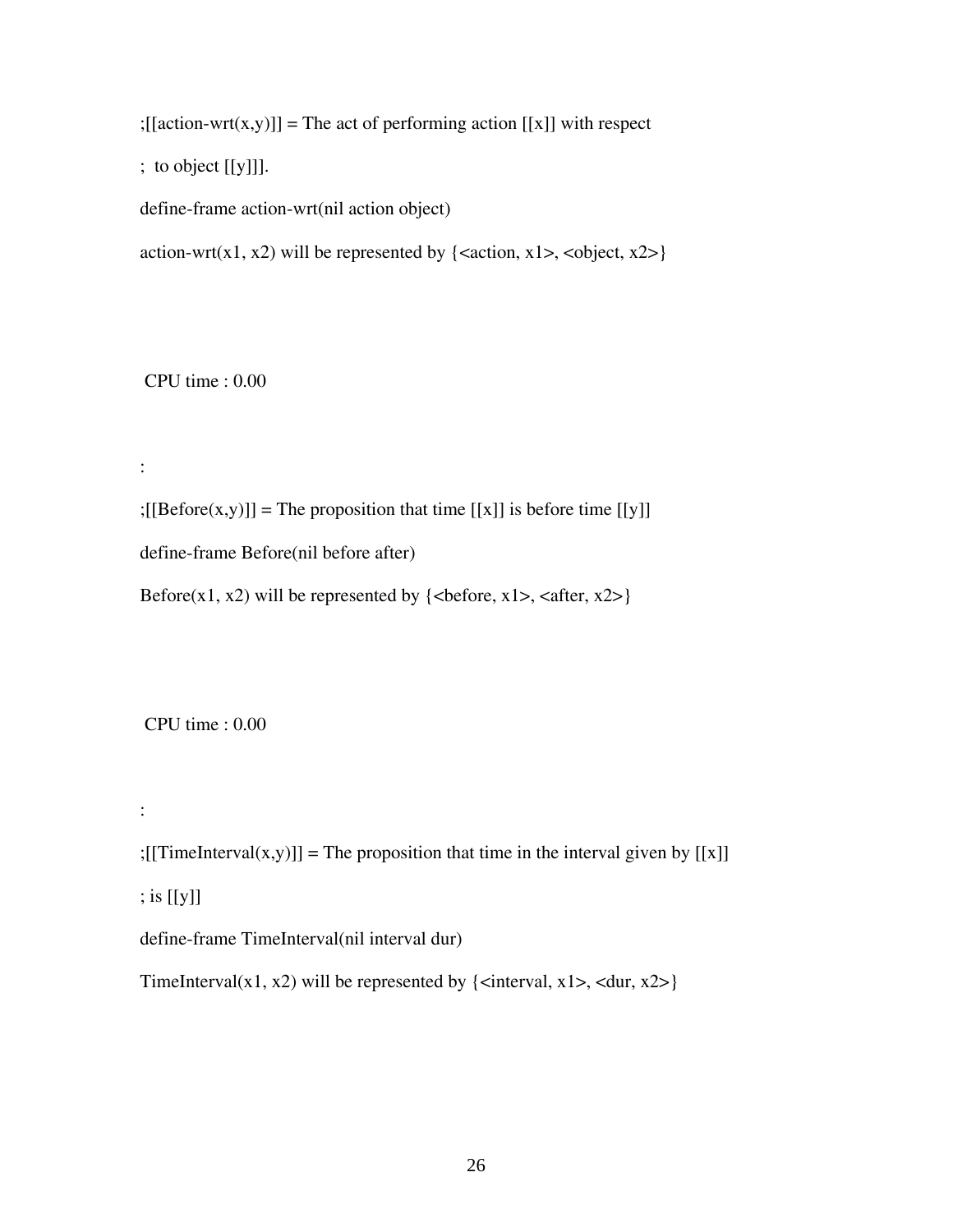;[[action-wrt(x,y)]] = The act of performing action [[x]] with respect

; to object [[y]]].

define-frame action-wrt(nil action object)

action-wrt(x1, x2) will be represented by {<action, x1>, <object, x2>}

CPU time : 0.00

:

;[[Before(x,y)]] = The proposition that time [[x]] is before time [[y]]

define-frame Before(nil before after)

Before(x1, x2) will be represented by {<before, x1>, <after, x2>}

CPU time : 0.00

:

;[[TimeInterval(x,y)]] = The proposition that time in the interval given by [[x]]

; is [[y]]

define-frame TimeInterval(nil interval dur)

TimeInterval(x1, x2) will be represented by {<interval, x1>, <dur, x2>}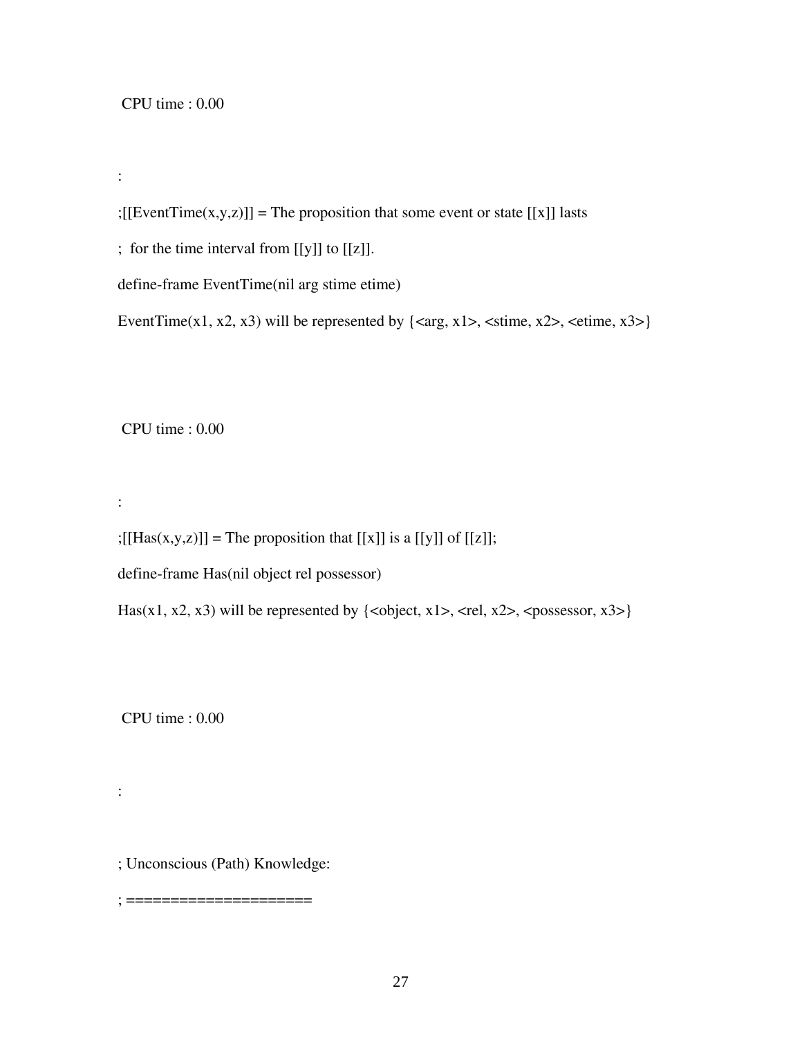CPU time : 0.00

:

;[[EventTime(x,y,z)]] = The proposition that some event or state [[x]] lasts

; for the time interval from [[y]] to [[z]].

define-frame EventTime(nil arg stime etime)

EventTime(x1, x2, x3) will be represented by {<arg, x1>, <stime, x2>, <etime, x3>}

CPU time : 0.00

:

;[[Has(x,y,z)]] = The proposition that [[x]] is a [[y]] of [[z]];

define-frame Has(nil object rel possessor)

Has(x1, x2, x3) will be represented by {<object, x1>, <rel, x2>, <possessor, x3>}

CPU time : 0.00

:

; Unconscious (Path) Knowledge:

; =====================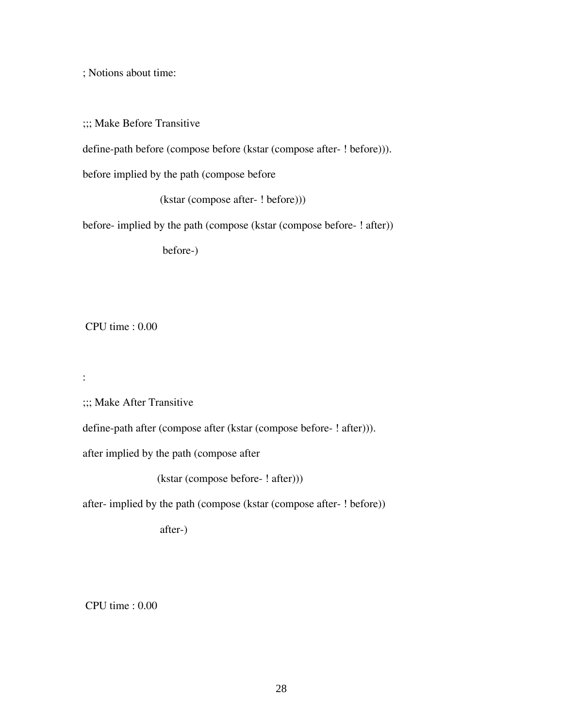```
; Notions about time:


;;; Make Before Transitive

define-path before (compose before (kstar (compose after- ! before))).

before implied by the path (compose before

                    (kstar (compose after- ! before)))

before- implied by the path (compose (kstar (compose before- ! after))

                    before-)



 CPU time : 0.00


:

;;; Make After Transitive

define-path after (compose after (kstar (compose before- ! after))).

after implied by the path (compose after

                   (kstar (compose before- ! after)))

after- implied by the path (compose (kstar (compose after- ! before))

                    after-)



 CPU time : 0.00
```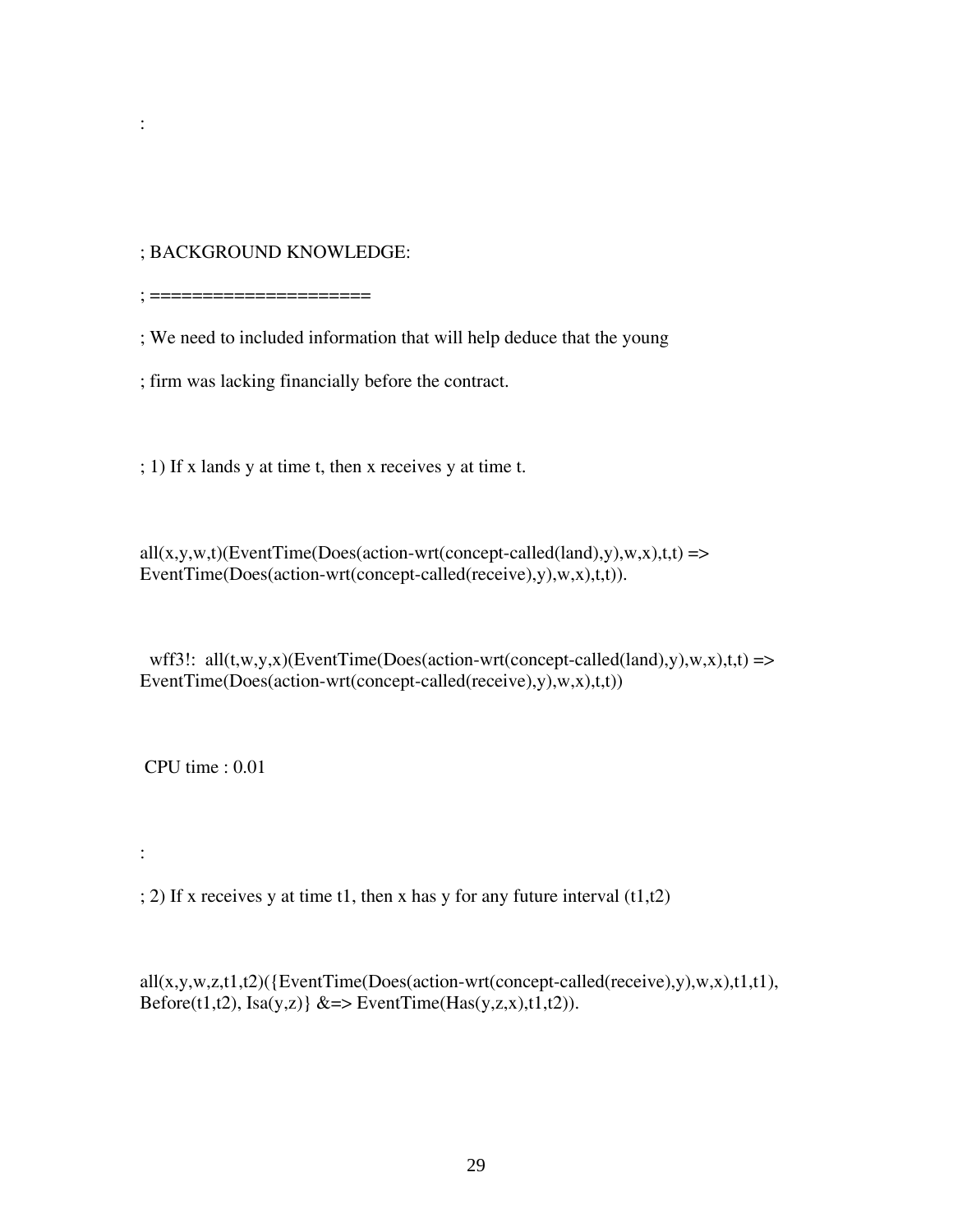:

; BACKGROUND KNOWLEDGE:

; =====================

; We need to included information that will help deduce that the young

; firm was lacking financially before the contract.

; 1) If x lands y at time t, then x receives y at time t.

```
all(x,y,w,t)(EventTime(Does(action-wrt(concept-called(land),y),w,x),t,t) =>
EventTime(Does(action-wrt(concept-called(receive),y),w,x),t,t)).
```

```
  wff3!:  all(t,w,y,x)(EventTime(Does(action-wrt(concept-called(land),y),w,x),t,t) =>
EventTime(Does(action-wrt(concept-called(receive),y),w,x),t,t))
```

```
 CPU time : 0.01
```

:

; 2) If x receives y at time t1, then x has y for any future interval (t1,t2)

```
all(x,y,w,z,t1,t2)({EventTime(Does(action-wrt(concept-called(receive),y),w,x),t1,t1),
Before(t1,t2), Isa(y,z)} &=> EventTime(Has(y,z,x),t1,t2)).
```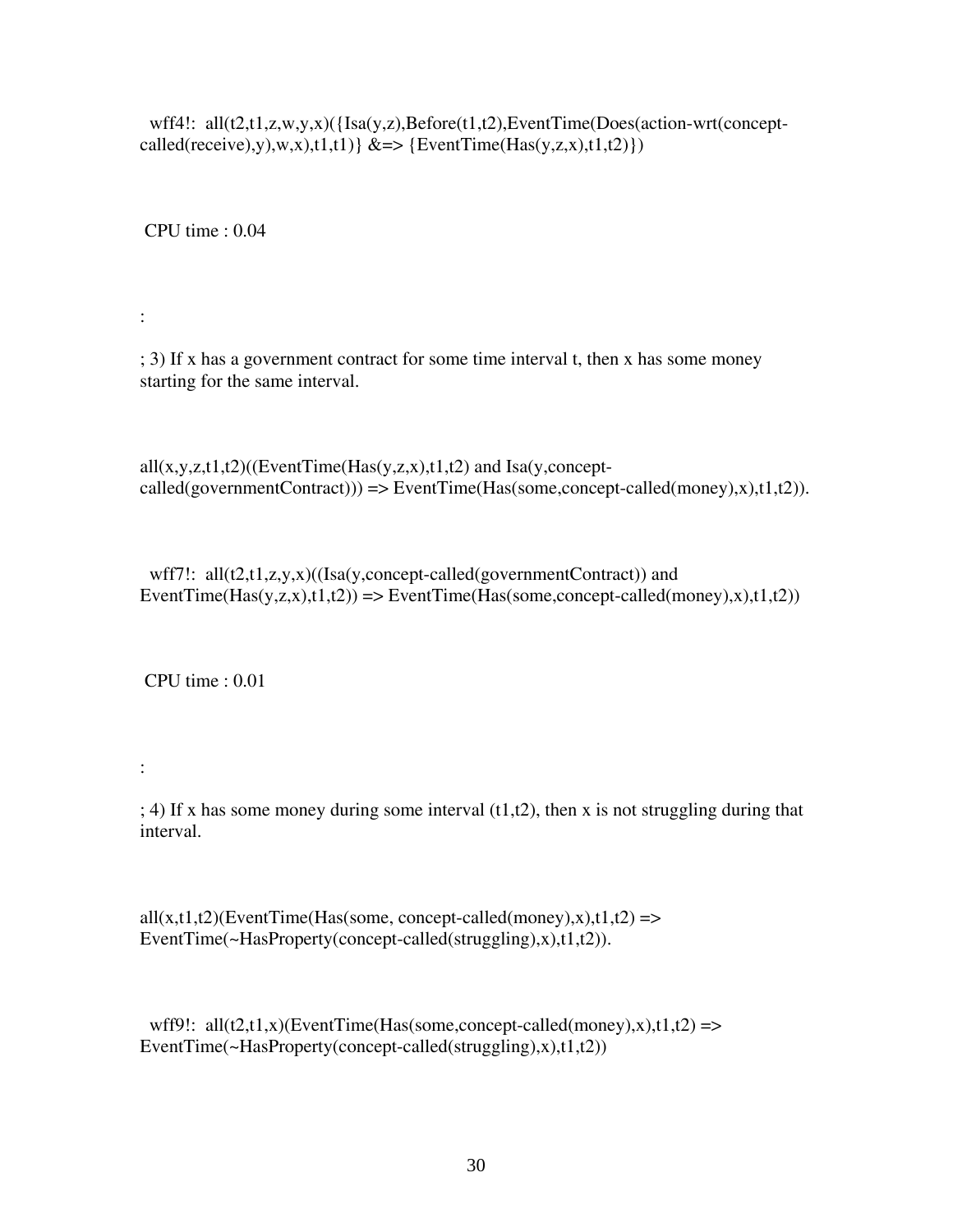wff4!: all(t2,t1,z,w,y,x)({Isa(y,z),Before(t1,t2),EventTime(Does(action-wrt(concept-called(receive),y),w,x),t1,t1)} &=> {EventTime(Has(y,z,x),t1,t2)})

CPU time : 0.04

:

; 3) If x has a government contract for some time interval t, then x has some money starting for the same interval.

all(x,y,z,t1,t2)((EventTime(Has(y,z,x),t1,t2) and Isa(y,concept-called(governmentContract))) => EventTime(Has(some,concept-called(money),x),t1,t2)).

wff7!: all(t2,t1,z,y,x)((Isa(y,concept-called(governmentContract)) and EventTime(Has(y,z,x),t1,t2)) => EventTime(Has(some,concept-called(money),x),t1,t2))

CPU time : 0.01

:

; 4) If x has some money during some interval (t1,t2), then x is not struggling during that interval.

all(x,t1,t2)(EventTime(Has(some, concept-called(money),x),t1,t2) => EventTime(~HasProperty(concept-called(struggling),x),t1,t2)).

wff9!: all(t2,t1,x)(EventTime(Has(some,concept-called(money),x),t1,t2) => EventTime(~HasProperty(concept-called(struggling),x),t1,t2))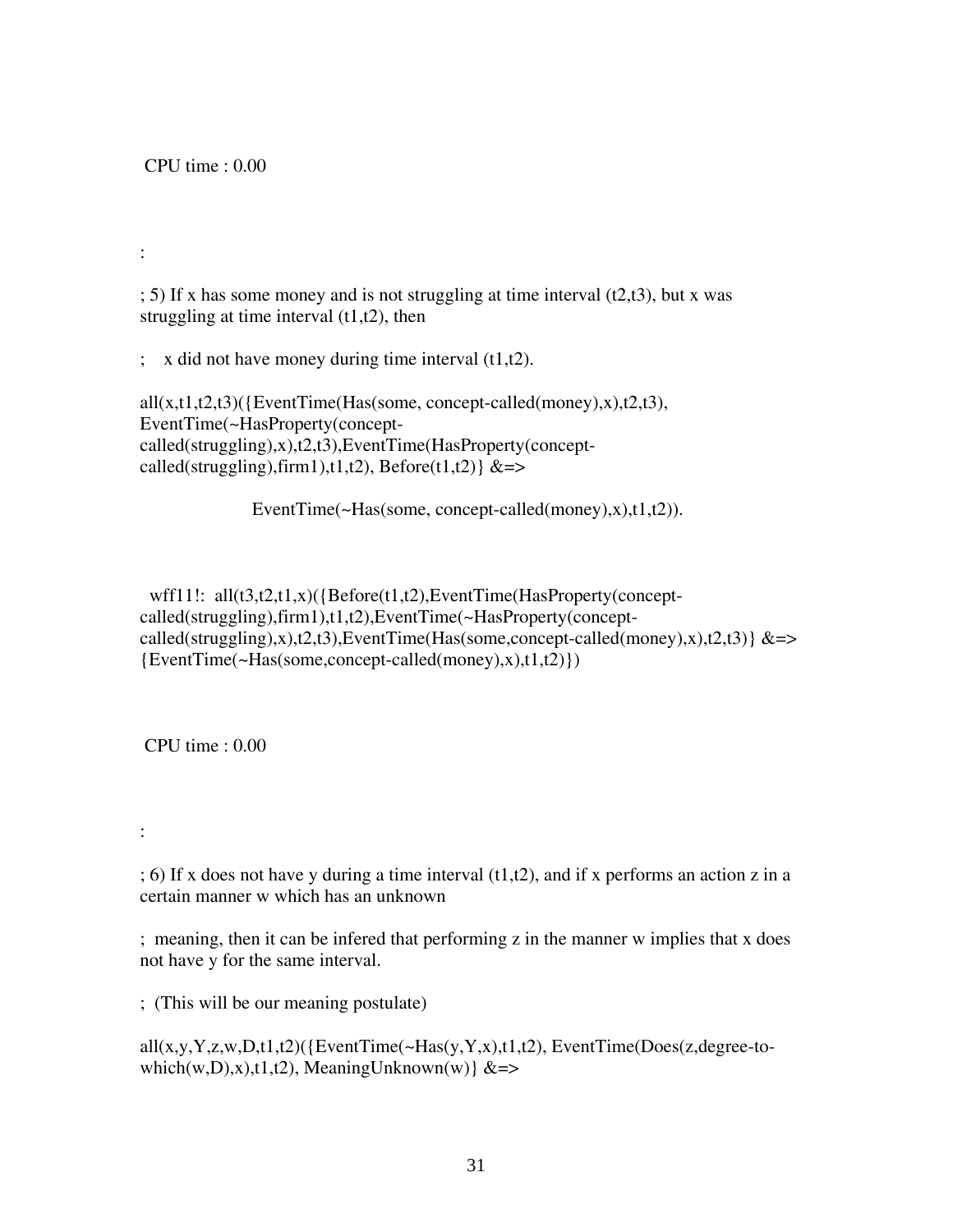CPU time : 0.00

:

; 5) If x has some money and is not struggling at time interval (t2,t3), but x was struggling at time interval (t1,t2), then

;    x did not have money during time interval (t1,t2).

all(x,t1,t2,t3)({EventTime(Has(some, concept-called(money),x),t2,t3), EventTime(~HasProperty(concept-called(struggling),x),t2,t3),EventTime(HasProperty(concept-called(struggling),firm1),t1,t2), Before(t1,t2)} &=>

EventTime(~Has(some, concept-called(money),x),t1,t2)).

wff11!:  all(t3,t2,t1,x)({Before(t1,t2),EventTime(HasProperty(concept-called(struggling),firm1),t1,t2),EventTime(~HasProperty(concept-called(struggling),x),t2,t3),EventTime(Has(some,concept-called(money),x),t2,t3)} &=> {EventTime(~Has(some,concept-called(money),x),t1,t2)})

CPU time : 0.00

:

; 6) If x does not have y during a time interval (t1,t2), and if x performs an action z in a certain manner w which has an unknown

;  meaning, then it can be infered that performing z in the manner w implies that x does not have y for the same interval.

;  (This will be our meaning postulate)

all(x,y,Y,z,w,D,t1,t2)({EventTime(~Has(y,Y,x),t1,t2), EventTime(Does(z,degree-to-which(w,D),x),t1,t2), MeaningUnknown(w)} &=>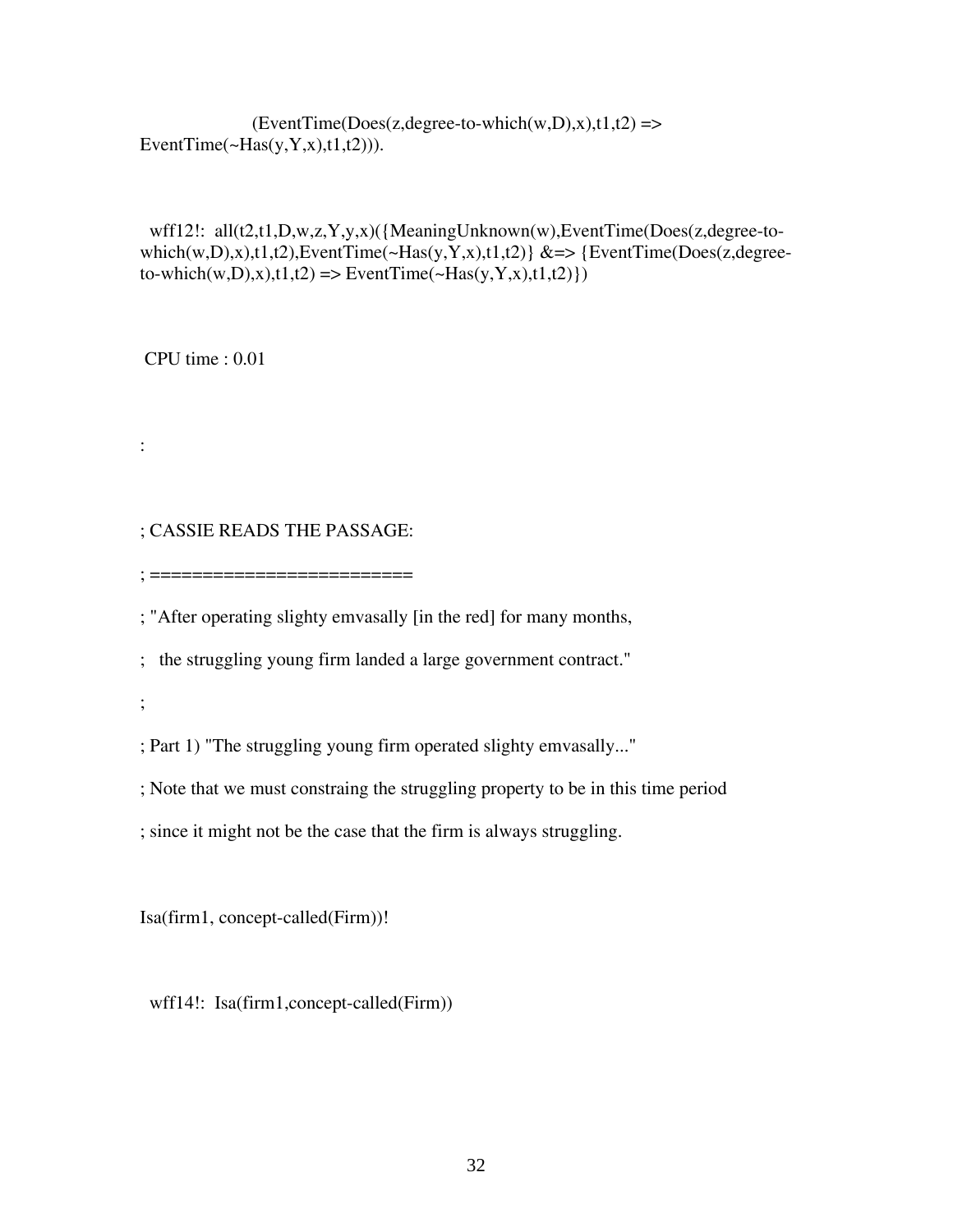```
                    (EventTime(Does(z,degree-to-which(w,D),x),t1,t2) =>
EventTime(~Has(y,Y,x),t1,t2))).


  wff12!:  all(t2,t1,D,w,z,Y,y,x)({MeaningUnknown(w),EventTime(Does(z,degree-to-
which(w,D),x),t1,t2),EventTime(~Has(y,Y,x),t1,t2)} &=> {EventTime(Does(z,degree-
to-which(w,D),x),t1,t2) => EventTime(~Has(y,Y,x),t1,t2)})


 CPU time : 0.01


:


; CASSIE READS THE PASSAGE:

; =========================

; "After operating slighty emvasally [in the red] for many months,

;   the struggling young firm landed a large government contract."

;

; Part 1) "The struggling young firm operated slighty emvasally..."

; Note that we must constraing the struggling property to be in this time period

; since it might not be the case that the firm is always struggling.


Isa(firm1, concept-called(Firm))!


  wff14!:  Isa(firm1,concept-called(Firm))
```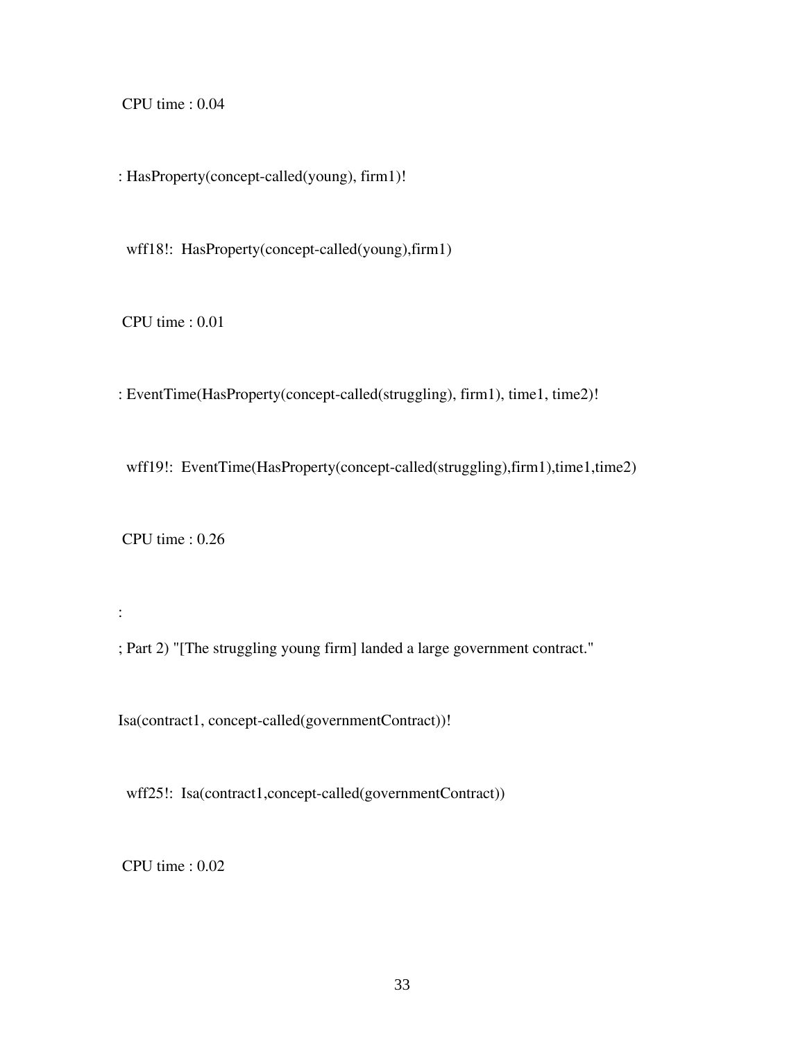```
CPU time : 0.04

: HasProperty(concept-called(young), firm1)!

  wff18!:  HasProperty(concept-called(young),firm1)

CPU time : 0.01

: EventTime(HasProperty(concept-called(struggling), firm1), time1, time2)!

  wff19!:  EventTime(HasProperty(concept-called(struggling),firm1),time1,time2)

CPU time : 0.26

:

; Part 2) "[The struggling young firm] landed a large government contract."

Isa(contract1, concept-called(governmentContract))!

  wff25!:  Isa(contract1,concept-called(governmentContract))

CPU time : 0.02
```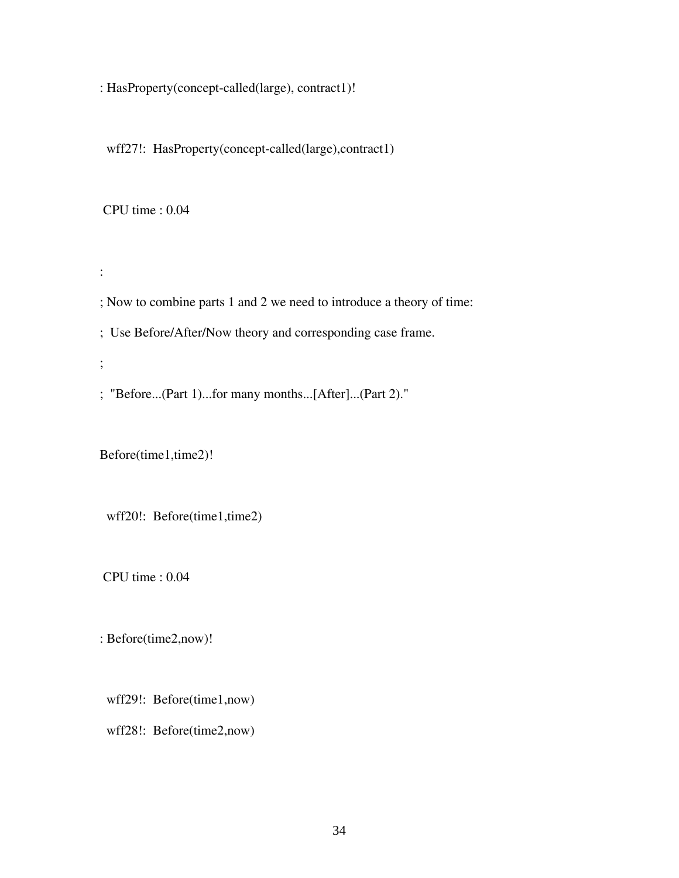```
: HasProperty(concept-called(large), contract1)!

  wff27!:  HasProperty(concept-called(large),contract1)

 CPU time : 0.04

:

; Now to combine parts 1 and 2 we need to introduce a theory of time:
;  Use Before/After/Now theory and corresponding case frame.
;
;  "Before...(Part 1)...for many months...[After]...(Part 2)."

Before(time1,time2)!

  wff20!:  Before(time1,time2)

 CPU time : 0.04

: Before(time2,now)!

  wff29!:  Before(time1,now)
  wff28!:  Before(time2,now)
```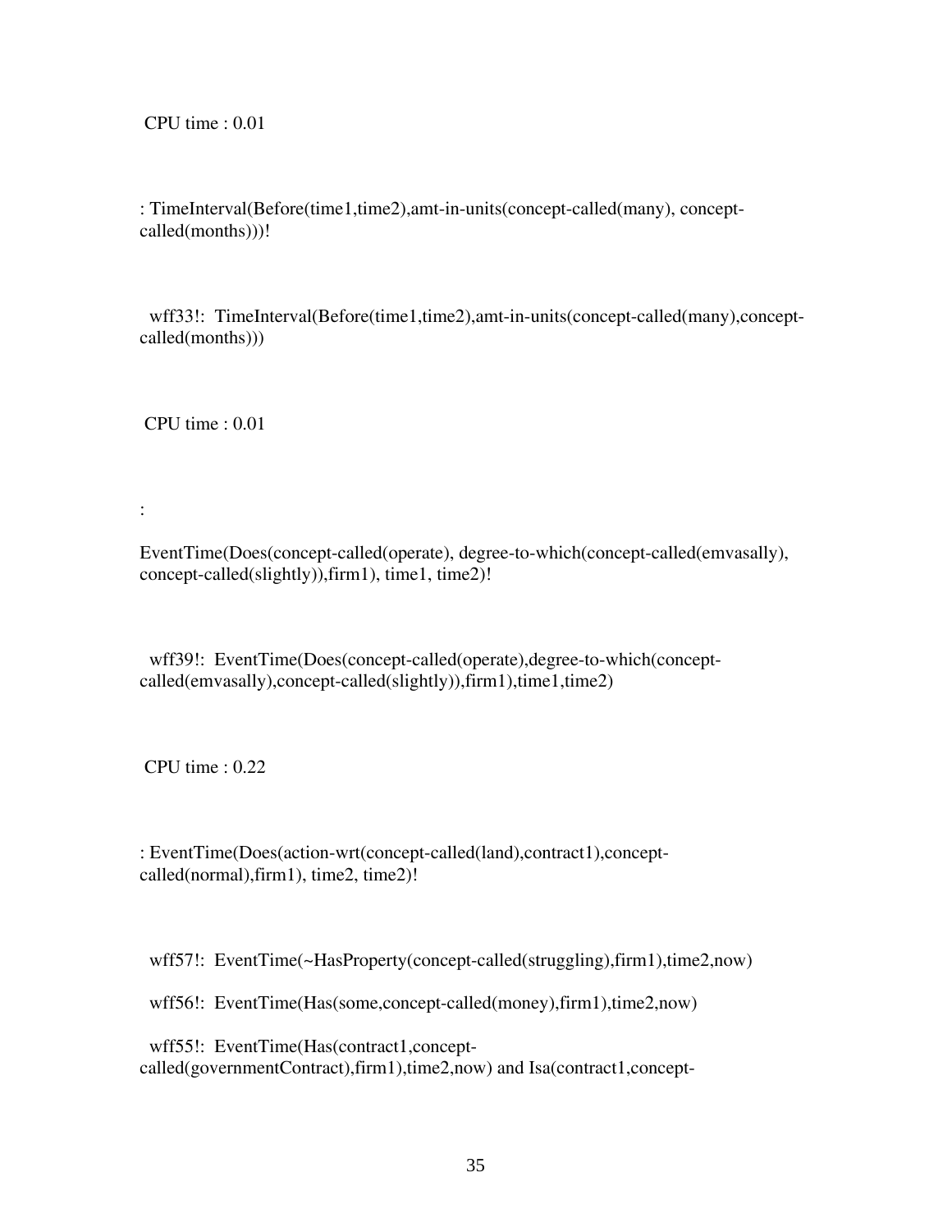CPU time : 0.01

: TimeInterval(Before(time1,time2),amt-in-units(concept-called(many), concept-called(months)))!

wff33!: TimeInterval(Before(time1,time2),amt-in-units(concept-called(many),concept-called(months)))

CPU time : 0.01

:

EventTime(Does(concept-called(operate), degree-to-which(concept-called(emvasally), concept-called(slightly)),firm1), time1, time2)!

wff39!: EventTime(Does(concept-called(operate),degree-to-which(concept-called(emvasally),concept-called(slightly)),firm1),time1,time2)

CPU time : 0.22

: EventTime(Does(action-wrt(concept-called(land),contract1),concept-called(normal),firm1), time2, time2)!

wff57!: EventTime(~HasProperty(concept-called(struggling),firm1),time2,now)

wff56!: EventTime(Has(some,concept-called(money),firm1),time2,now)

wff55!: EventTime(Has(contract1,concept-called(governmentContract),firm1),time2,now) and Isa(contract1,concept-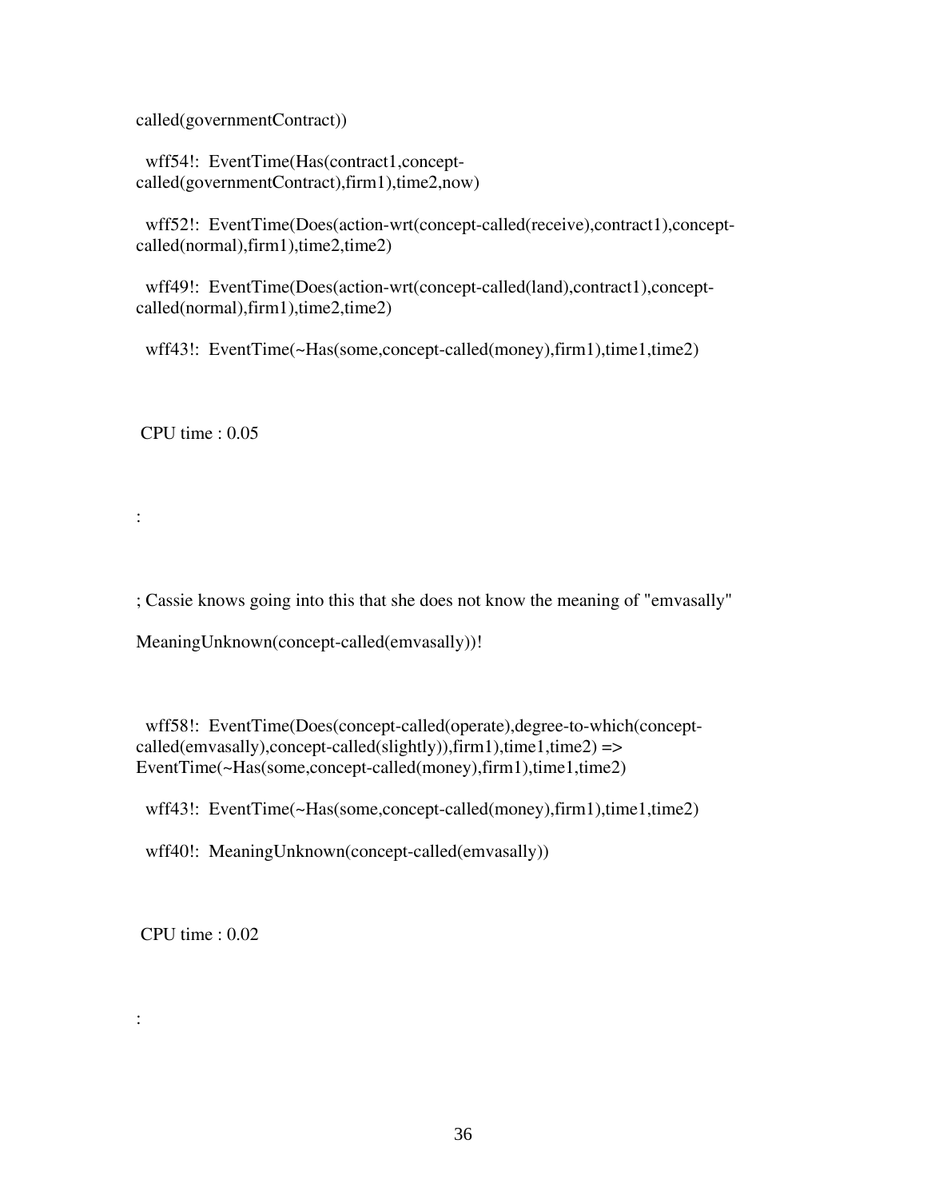called(governmentContract))

wff54!: EventTime(Has(contract1,concept-called(governmentContract),firm1),time2,now)

wff52!: EventTime(Does(action-wrt(concept-called(receive),contract1),concept-called(normal),firm1),time2,time2)

wff49!: EventTime(Does(action-wrt(concept-called(land),contract1),concept-called(normal),firm1),time2,time2)

wff43!: EventTime(~Has(some,concept-called(money),firm1),time1,time2)

CPU time : 0.05

:

; Cassie knows going into this that she does not know the meaning of "emvasally"

MeaningUnknown(concept-called(emvasally))!

wff58!: EventTime(Does(concept-called(operate),degree-to-which(concept-called(emvasally),concept-called(slightly)),firm1),time1,time2) => EventTime(~Has(some,concept-called(money),firm1),time1,time2)

wff43!: EventTime(~Has(some,concept-called(money),firm1),time1,time2)

wff40!: MeaningUnknown(concept-called(emvasally))

CPU time : 0.02

: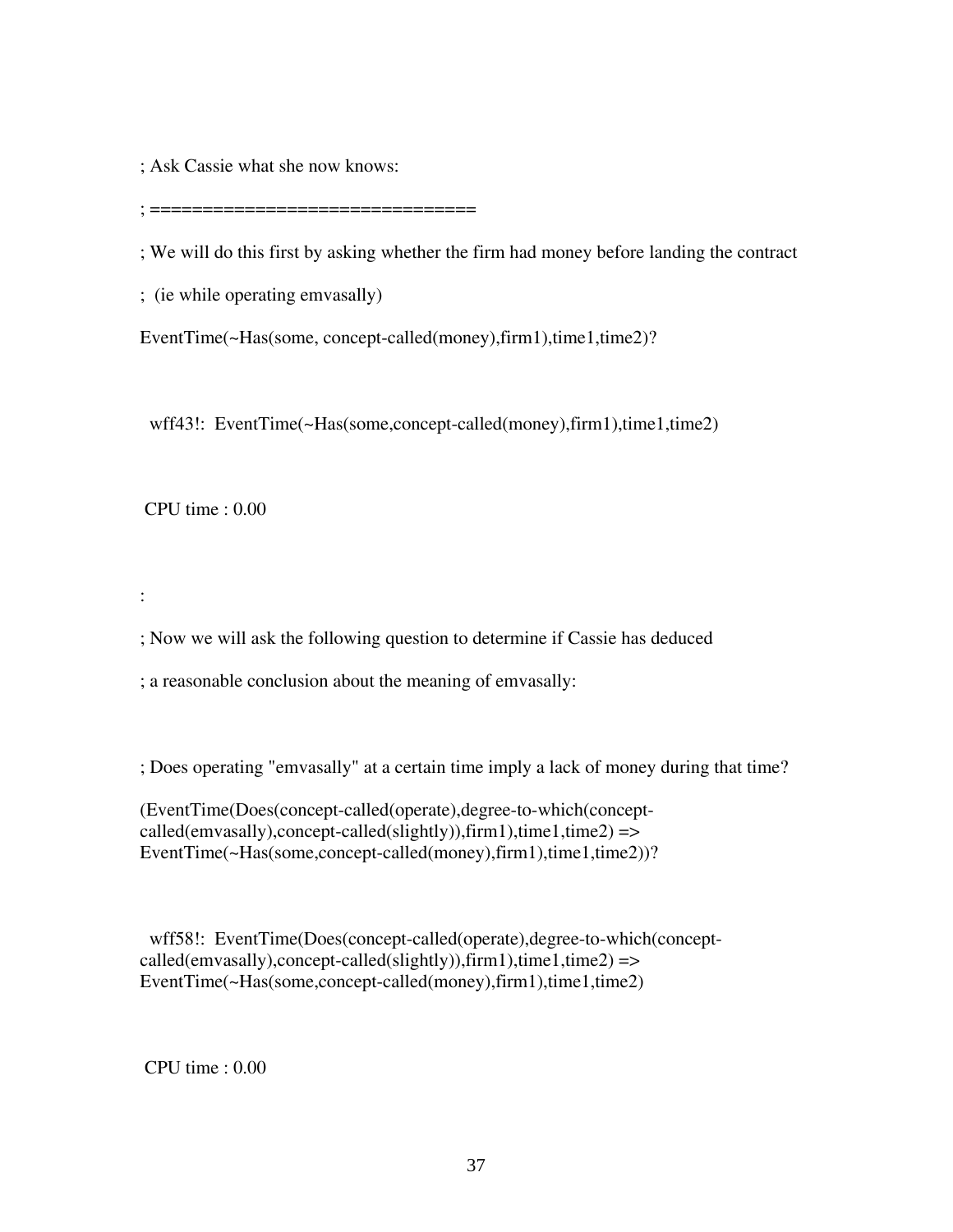```
; Ask Cassie what she now knows:

; ===============================

; We will do this first by asking whether the firm had money before landing the contract

;  (ie while operating emvasally)

EventTime(~Has(some, concept-called(money),firm1),time1,time2)?


  wff43!:  EventTime(~Has(some,concept-called(money),firm1),time1,time2)


 CPU time : 0.00


:

; Now we will ask the following question to determine if Cassie has deduced

; a reasonable conclusion about the meaning of emvasally:


; Does operating "emvasally" at a certain time imply a lack of money during that time?

(EventTime(Does(concept-called(operate),degree-to-which(concept-
called(emvasally),concept-called(slightly)),firm1),time1,time2) =>
EventTime(~Has(some,concept-called(money),firm1),time1,time2))?


  wff58!:  EventTime(Does(concept-called(operate),degree-to-which(concept-
called(emvasally),concept-called(slightly)),firm1),time1,time2) =>
EventTime(~Has(some,concept-called(money),firm1),time1,time2)


 CPU time : 0.00
```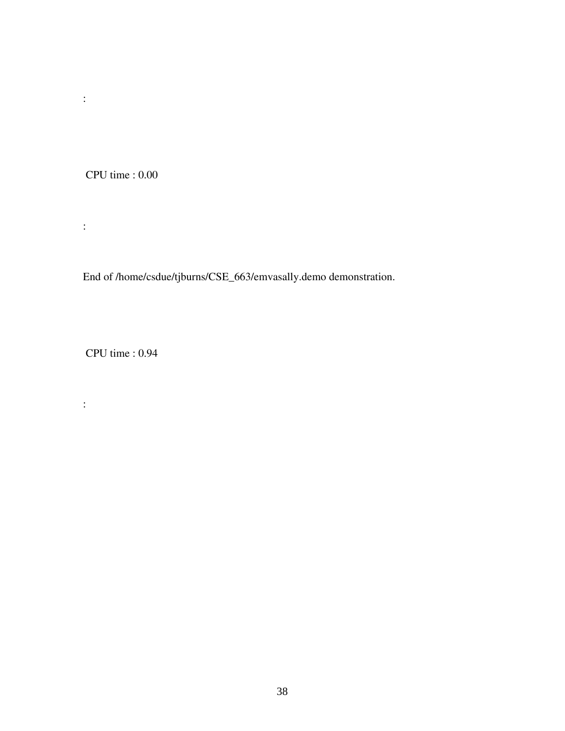:

CPU time : 0.00

:

End of /home/csdue/tjburns/CSE_663/emvasally.demo demonstration.

CPU time : 0.94

: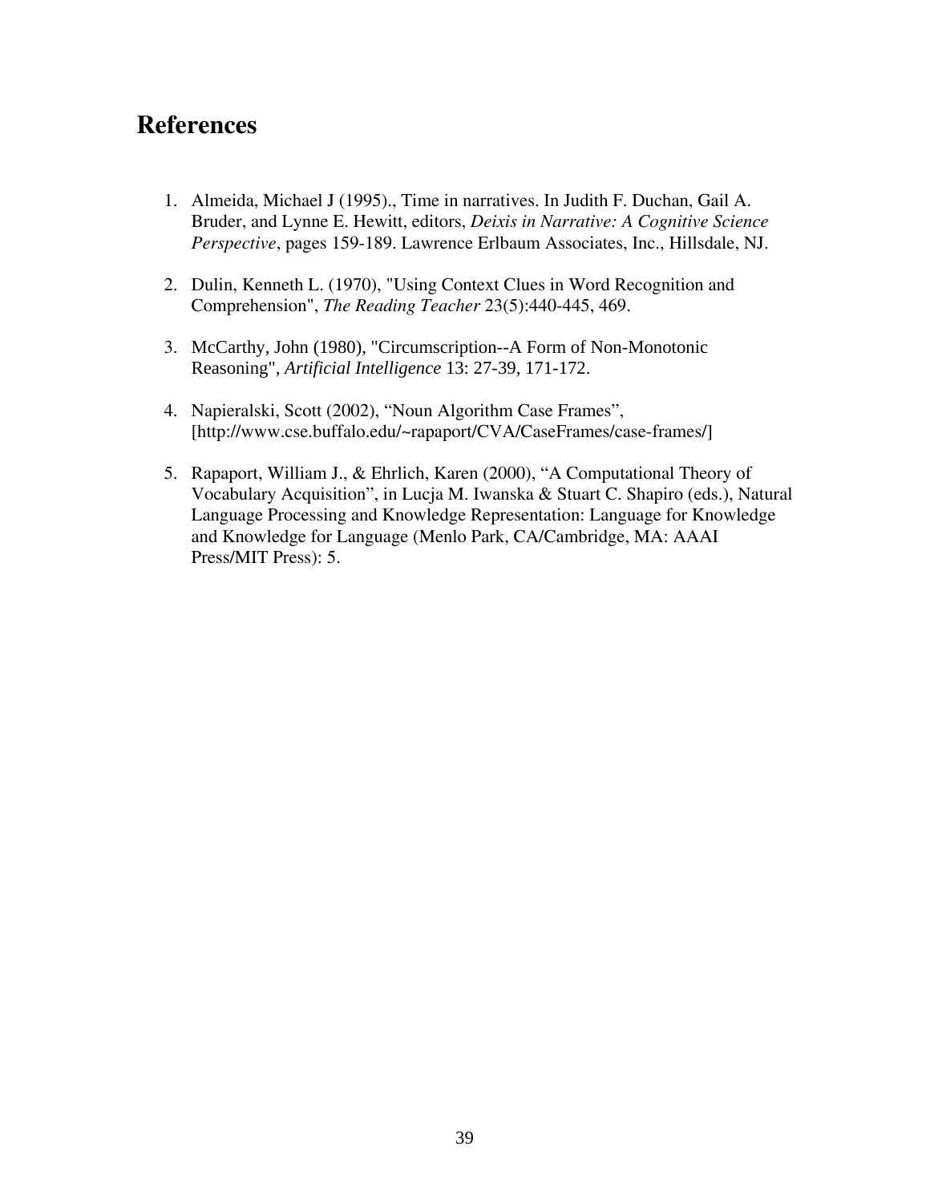## References

1. Almeida, Michael J (1995)., Time in narratives. In Judith F. Duchan, Gail A. Bruder, and Lynne E. Hewitt, editors, *Deixis in Narrative: A Cognitive Science Perspective*, pages 159-189. Lawrence Erlbaum Associates, Inc., Hillsdale, NJ.

2. Dulin, Kenneth L. (1970), "Using Context Clues in Word Recognition and Comprehension", *The Reading Teacher* 23(5):440-445, 469.

3. McCarthy, John (1980), "Circumscription--A Form of Non-Monotonic Reasoning", *Artificial Intelligence* 13: 27-39, 171-172.

4. Napieralski, Scott (2002), "Noun Algorithm Case Frames", [http://www.cse.buffalo.edu/~rapaport/CVA/CaseFrames/case-frames/]

5. Rapaport, William J., & Ehrlich, Karen (2000), "A Computational Theory of Vocabulary Acquisition", in Lucja M. Iwanska & Stuart C. Shapiro (eds.), Natural Language Processing and Knowledge Representation: Language for Knowledge and Knowledge for Language (Menlo Park, CA/Cambridge, MA: AAAI Press/MIT Press): 5.